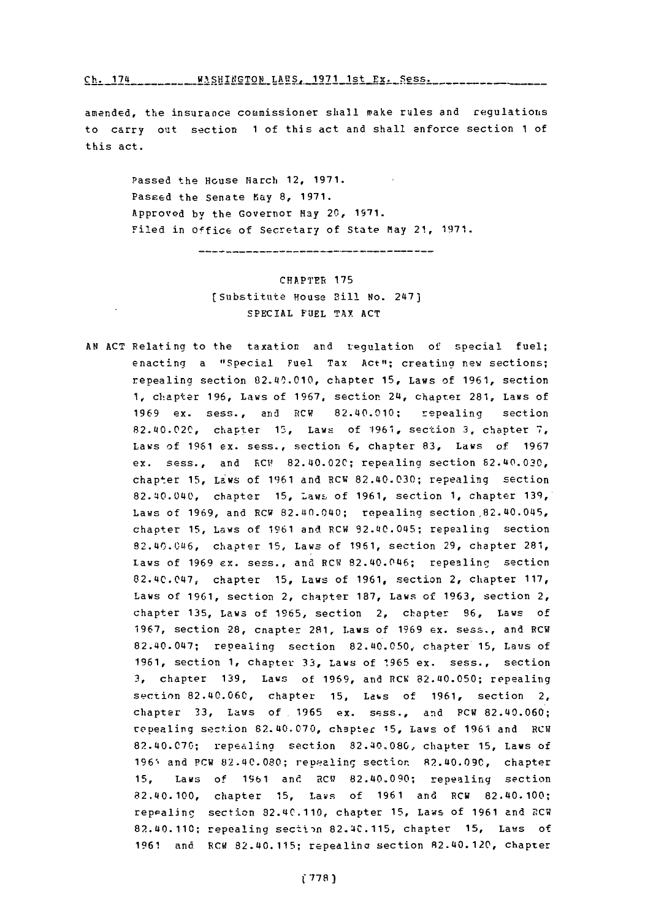amended, the insurance commissioner shall make rules and regulations to carry out section 1 of this act and shall enforce section 1 of this act.

Passed the House March 12, 1971.
Passed the Senate May 8, 1971.
Approved by the Governor May 20, 1971.
Filed in Office of Secretary of State May 21, 1971.

---

# CHAPTER 175
## [Substitute House Bill No. 247]
## SPECIAL FUEL TAX ACT

AN ACT Relating to the taxation and regulation of special fuel; enacting a "Special Fuel Tax Act"; creating new sections; repealing section 82.40.010, chapter 15, Laws of 1961, section 1, chapter 196, Laws of 1967, section 24, chapter 281, Laws of 1969 ex. sess., and RCW 82.40.010; repealing section 82.40.020, chapter 15, Laws of 1961, section 3, chapter 7, Laws of 1961 ex. sess., section 6, chapter 83, Laws of 1967 ex. sess., and RCW 82.40.020; repealing section 82.40.030, chapter 15, Laws of 1961 and RCW 82.40.030; repealing section 82.40.040, chapter 15, Laws of 1961, section 1, chapter 139, Laws of 1969, and RCW 82.40.040; repealing section 82.40.045, chapter 15, Laws of 1961 and RCW 82.40.045; repealing section 82.40.046, chapter 15, Laws of 1961, section 29, chapter 281, Laws of 1969 ex. sess., and RCW 82.40.046; repealing section 82.40.047, chapter 15, Laws of 1961, section 2, chapter 117, Laws of 1961, section 2, chapter 187, Laws of 1963, section 2, chapter 135, Laws of 1965, section 2, chapter 86, Laws of 1967, section 28, chapter 281, Laws of 1969 ex. sess., and RCW 82.40.047; repealing section 82.40.050, chapter 15, Laws of 1961, section 1, chapter 33, Laws of 1965 ex. sess., section 3, chapter 139, Laws of 1969, and RCW 82.40.050; repealing section 82.40.060, chapter 15, Laws of 1961, section 2, chapter 33, Laws of 1965 ex. sess., and RCW 82.40.060; repealing section 82.40.070, chapter 15, Laws of 1961 and RCW 82.40.070; repealing section 82.40.080, chapter 15, Laws of 1961 and RCW 82.40.080; repealing section 82.40.090, chapter 15, Laws of 1961 and RCW 82.40.090; repealing section 82.40.100, chapter 15, Laws of 1961 and RCW 82.40.100; repealing section 82.40.110, chapter 15, Laws of 1961 and RCW 82.40.110; repealing section 82.40.115, chapter 15, Laws of 1961 and RCW 82.40.115; repealing section 82.40.120, chapter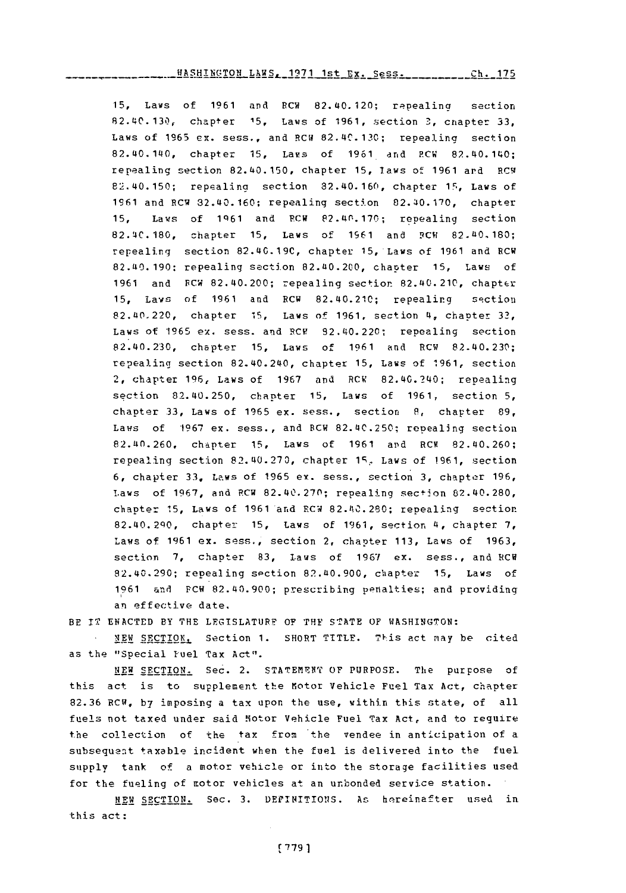15, Laws of 1961 and RCW 82.40.120; repealing section 82.40.130, chapter 15, Laws of 1961, section 3, chapter 33, Laws of 1965 ex. sess., and RCW 82.40.130; repealing section 82.40.140, chapter 15, Laws of 1961 and RCW 82.40.140; repealing section 82.40.150, chapter 15, Laws of 1961 and RCW 82.40.150; repealing section 82.40.160, chapter 15, Laws of 1961 and RCW 82.40.160; repealing section 82.40.170, chapter 15, Laws of 1961 and RCW 82.40.170; repealing section 82.40.180, chapter 15, Laws of 1961 and RCW 82.40.180; repealing section 82.40.190, chapter 15, Laws of 1961 and RCW 82.40.190; repealing section 82.40.200, chapter 15, Laws of 1961 and RCW 82.40.200; repealing section 82.40.210, chapter 15, Laws of 1961 and RCW 82.40.210; repealing section 82.40.220, chapter 15, Laws of 1961, section 4, chapter 33, Laws of 1965 ex. sess. and RCW 82.40.220; repealing section 82.40.230, chapter 15, Laws of 1961 and RCW 82.40.230; repealing section 82.40.240, chapter 15, Laws of 1961, section 2, chapter 196, Laws of 1967 and RCW 82.40.240; repealing section 82.40.250, chapter 15, Laws of 1961, section 5, chapter 33, Laws of 1965 ex. sess., section 8, chapter 89, Laws of 1967 ex. sess., and RCW 82.40.250; repealing section 82.40.260, chapter 15, Laws of 1961 and RCW 82.40.260; repealing section 82.40.270, chapter 15, Laws of 1961, section 6, chapter 33, Laws of 1965 ex. sess., section 3, chapter 196, Laws of 1967, and RCW 82.40.270; repealing section 82.40.280, chapter 15, Laws of 1961 and RCW 82.40.280; repealing section 82.40.290, chapter 15, Laws of 1961, section 4, chapter 7, Laws of 1961 ex. sess., section 2, chapter 113, Laws of 1963, section 7, chapter 83, Laws of 1967 ex. sess., and RCW 82.40.290; repealing section 82.40.900, chapter 15, Laws of 1961 and RCW 82.40.900; prescribing penalties; and providing an effective date.

BE IT ENACTED BY THE LEGISLATURE OF THE STATE OF WASHINGTON:

NEW SECTION. Section 1. SHORT TITLE. This act may be cited as the "Special Fuel Tax Act".

NEW SECTION. Sec. 2. STATEMENT OF PURPOSE. The purpose of this act is to supplement the Motor Vehicle Fuel Tax Act, chapter 82.36 RCW, by imposing a tax upon the use, within this state, of all fuels not taxed under said Motor Vehicle Fuel Tax Act, and to require the collection of the tax from the vendee in anticipation of a subsequent taxable incident when the fuel is delivered into the fuel supply tank of a motor vehicle or into the storage facilities used for the fueling of motor vehicles at an unbonded service station.

NEW SECTION. Sec. 3. DEFINITIONS. As hereinafter used in this act: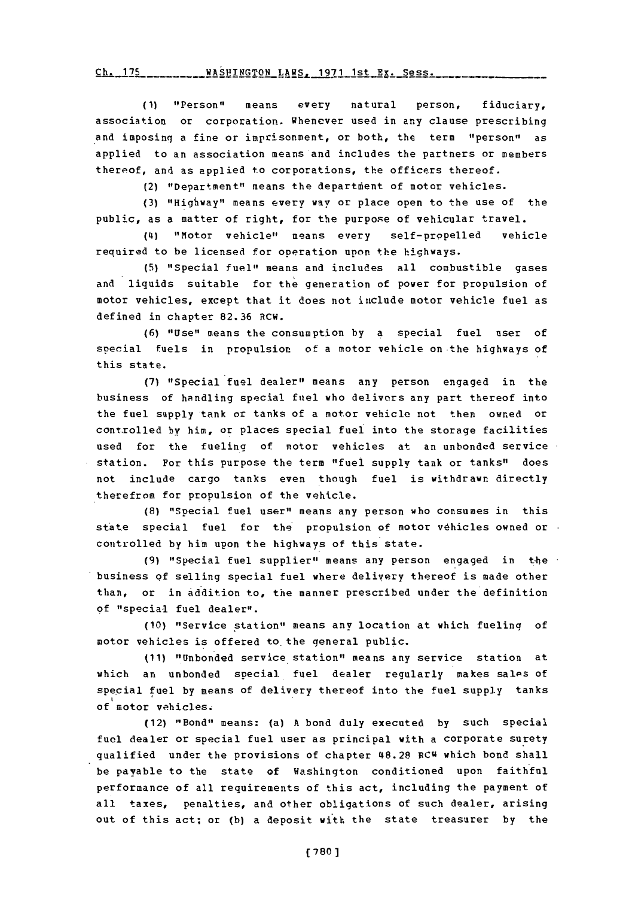(1) "Person" means every natural person, fiduciary, association or corporation. Whenever used in any clause prescribing and imposing a fine or imprisonment, or both, the term "person" as applied to an association means and includes the partners or members thereof, and as applied to corporations, the officers thereof.

(2) "Department" means the department of motor vehicles.

(3) "Highway" means every way or place open to the use of the public, as a matter of right, for the purpose of vehicular travel.

(4) "Motor vehicle" means every self-propelled vehicle required to be licensed for operation upon the highways.

(5) "Special fuel" means and includes all combustible gases and liquids suitable for the generation of power for propulsion of motor vehicles, except that it does not include motor vehicle fuel as defined in chapter 82.36 RCW.

(6) "Use" means the consumption by a special fuel user of special fuels in propulsion of a motor vehicle on the highways of this state.

(7) "Special fuel dealer" means any person engaged in the business of handling special fuel who delivers any part thereof into the fuel supply tank or tanks of a motor vehicle not then owned or controlled by him, or places special fuel into the storage facilities used for the fueling of motor vehicles at an unbonded service station. For this purpose the term "fuel supply tank or tanks" does not include cargo tanks even though fuel is withdrawn directly therefrom for propulsion of the vehicle.

(8) "Special fuel user" means any person who consumes in this state special fuel for the propulsion of motor vehicles owned or controlled by him upon the highways of this state.

(9) "Special fuel supplier" means any person engaged in the business of selling special fuel where delivery thereof is made other than, or in addition to, the manner prescribed under the definition of "special fuel dealer".

(10) "Service station" means any location at which fueling of motor vehicles is offered to the general public.

(11) "Unbonded service station" means any service station at which an unbonded special fuel dealer regularly makes sales of special fuel by means of delivery thereof into the fuel supply tanks of motor vehicles.

(12) "Bond" means: (a) A bond duly executed by such special fuel dealer or special fuel user as principal with a corporate surety qualified under the provisions of chapter 48.28 RCW which bond shall be payable to the state of Washington conditioned upon faithful performance of all requirements of this act, including the payment of all taxes, penalties, and other obligations of such dealer, arising out of this act; or (b) a deposit with the state treasurer by the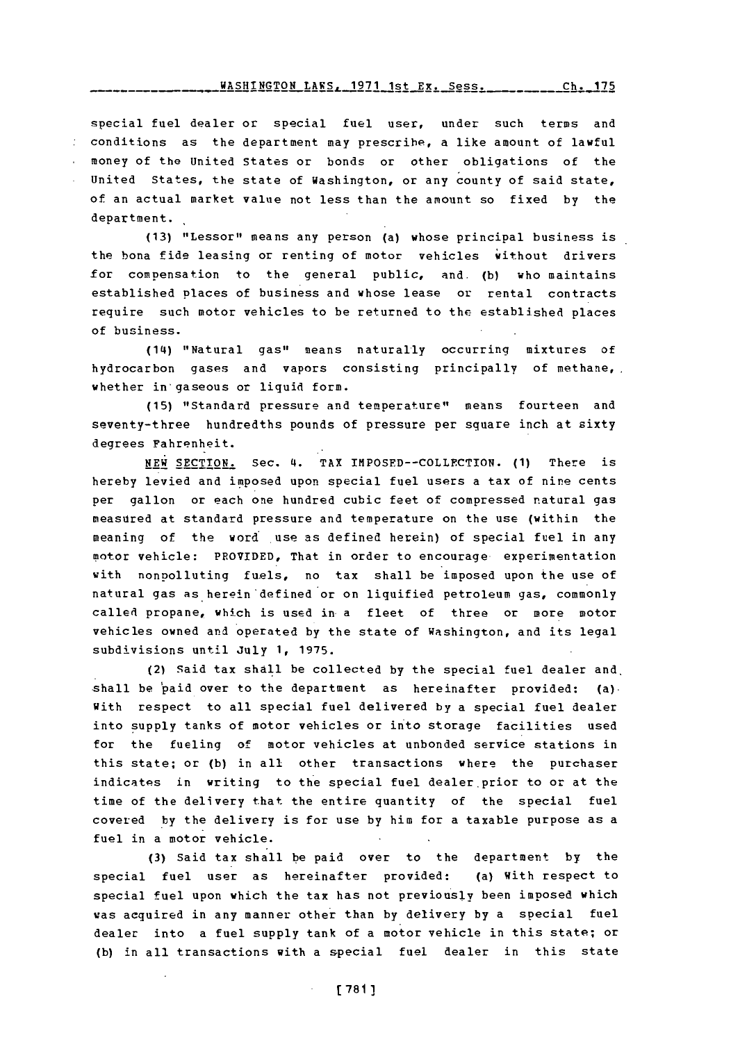special fuel dealer or special fuel user, under such terms and conditions as the department may prescribe, a like amount of lawful money of the United States or bonds or other obligations of the United States, the state of Washington, or any county of said state, of an actual market value not less than the amount so fixed by the department.

(13) "Lessor" means any person (a) whose principal business is the bona fide leasing or renting of motor vehicles without drivers for compensation to the general public, and (b) who maintains established places of business and whose lease or rental contracts require such motor vehicles to be returned to the established places of business.

(14) "Natural gas" means naturally occurring mixtures of hydrocarbon gases and vapors consisting principally of methane, whether in gaseous or liquid form.

(15) "Standard pressure and temperature" means fourteen and seventy-three hundredths pounds of pressure per square inch at sixty degrees Fahrenheit.

NEW SECTION. Sec. 4. TAX IMPOSED--COLLECTION. (1) There is hereby levied and imposed upon special fuel users a tax of nine cents per gallon or each one hundred cubic feet of compressed natural gas measured at standard pressure and temperature on the use (within the meaning of the word use as defined herein) of special fuel in any motor vehicle: PROVIDED, That in order to encourage experimentation with nonpolluting fuels, no tax shall be imposed upon the use of natural gas as herein defined or on liquified petroleum gas, commonly called propane, which is used in a fleet of three or more motor vehicles owned and operated by the state of Washington, and its legal subdivisions until July 1, 1975.

(2) Said tax shall be collected by the special fuel dealer and shall be paid over to the department as hereinafter provided: (a) With respect to all special fuel delivered by a special fuel dealer into supply tanks of motor vehicles or into storage facilities used for the fueling of motor vehicles at unbonded service stations in this state; or (b) in all other transactions where the purchaser indicates in writing to the special fuel dealer prior to or at the time of the delivery that the entire quantity of the special fuel covered by the delivery is for use by him for a taxable purpose as a fuel in a motor vehicle.

(3) Said tax shall be paid over to the department by the special fuel user as hereinafter provided: (a) With respect to special fuel upon which the tax has not previously been imposed which was acquired in any manner other than by delivery by a special fuel dealer into a fuel supply tank of a motor vehicle in this state; or (b) in all transactions with a special fuel dealer in this state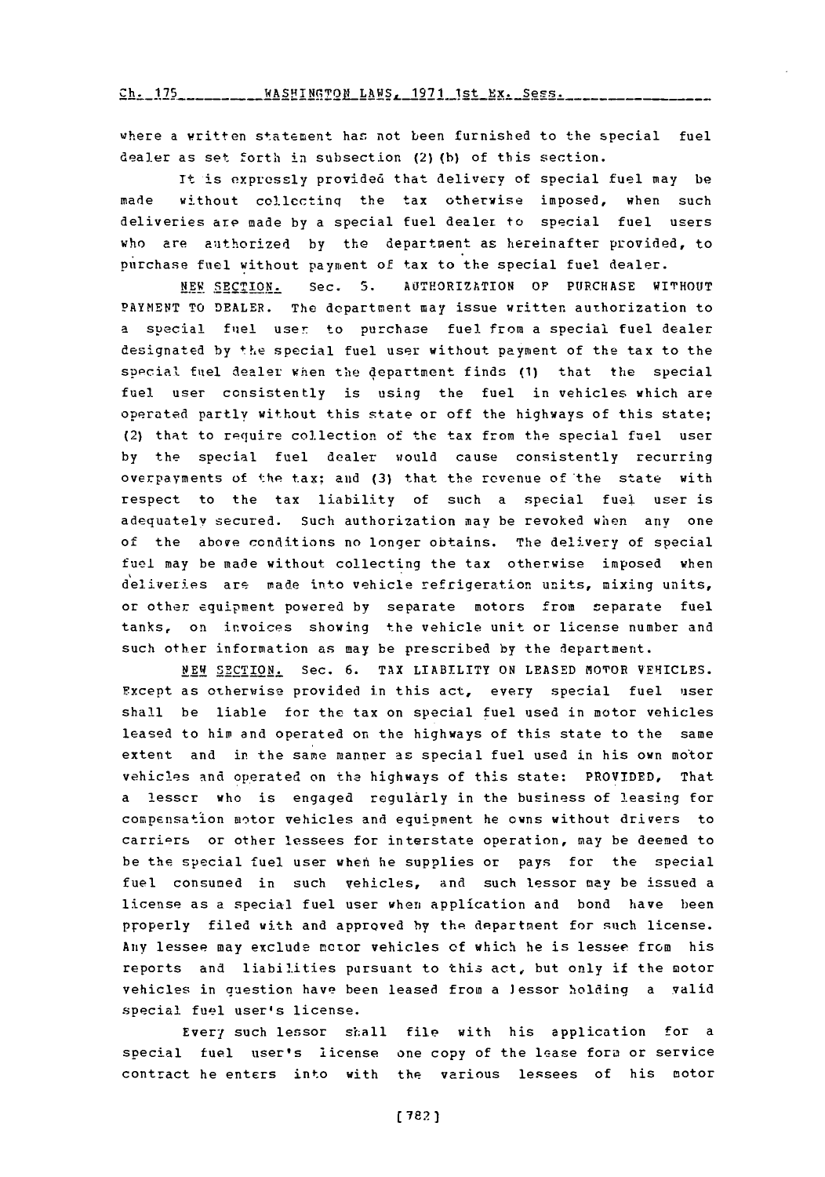where a written statement has not been furnished to the special fuel dealer as set forth in subsection (2)(b) of this section.

It is expressly provided that delivery of special fuel may be made without collecting the tax otherwise imposed, when such deliveries are made by a special fuel dealer to special fuel users who are authorized by the department as hereinafter provided, to purchase fuel without payment of tax to the special fuel dealer.

NEW SECTION. Sec. 5. AUTHORIZATION OF PURCHASE WITHOUT PAYMENT TO DEALER. The department may issue written authorization to a special fuel user to purchase fuel from a special fuel dealer designated by the special fuel user without payment of the tax to the special fuel dealer when the department finds (1) that the special fuel user consistently is using the fuel in vehicles which are operated partly without this state or off the highways of this state; (2) that to require collection of the tax from the special fuel user by the special fuel dealer would cause consistently recurring overpayments of the tax; and (3) that the revenue of the state with respect to the tax liability of such a special fuel user is adequately secured. Such authorization may be revoked when any one of the above conditions no longer obtains. The delivery of special fuel may be made without collecting the tax otherwise imposed when deliveries are made into vehicle refrigeration units, mixing units, or other equipment powered by separate motors from separate fuel tanks, on invoices showing the vehicle unit or license number and such other information as may be prescribed by the department.

NEW SECTION. Sec. 6. TAX LIABILITY ON LEASED MOTOR VEHICLES. Except as otherwise provided in this act, every special fuel user shall be liable for the tax on special fuel used in motor vehicles leased to him and operated on the highways of this state to the same extent and in the same manner as special fuel used in his own motor vehicles and operated on the highways of this state: PROVIDED, That a lessor who is engaged regularly in the business of leasing for compensation motor vehicles and equipment he owns without drivers to carriers or other lessees for interstate operation, may be deemed to be the special fuel user when he supplies or pays for the special fuel consumed in such vehicles, and such lessor may be issued a license as a special fuel user when application and bond have been properly filed with and approved by the department for such license. Any lessee may exclude motor vehicles of which he is lessee from his reports and liabilities pursuant to this act, but only if the motor vehicles in question have been leased from a lessor holding a valid special fuel user's license.

Every such lessor shall file with his application for a special fuel user's license one copy of the lease form or service contract he enters into with the various lessees of his motor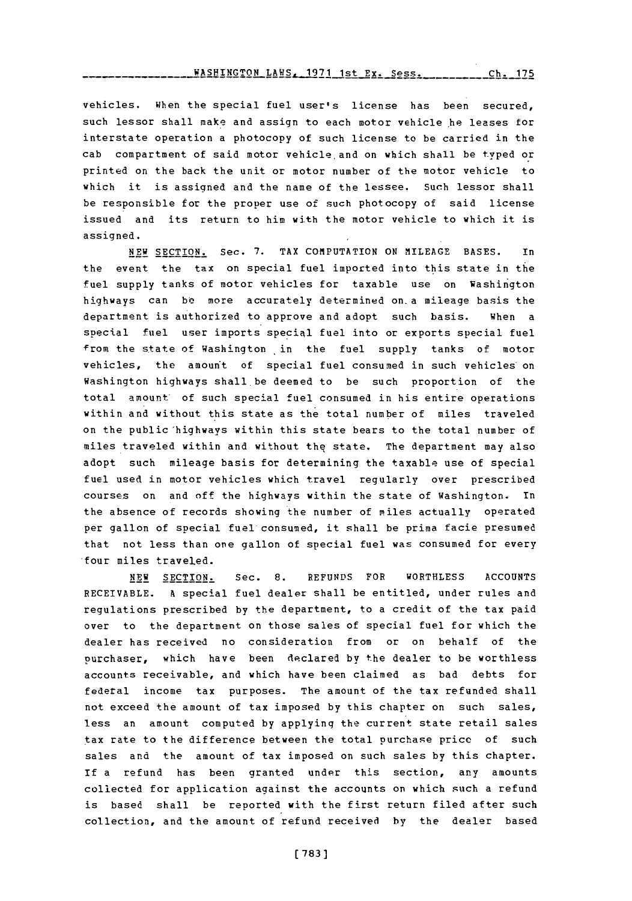vehicles. When the special fuel user's license has been secured, such lessor shall make and assign to each motor vehicle he leases for interstate operation a photocopy of such license to be carried in the cab compartment of said motor vehicle and on which shall be typed or printed on the back the unit or motor number of the motor vehicle to which it is assigned and the name of the lessee. Such lessor shall be responsible for the proper use of such photocopy of said license issued and its return to him with the motor vehicle to which it is assigned.

NEW SECTION. Sec. 7. TAX COMPUTATION ON MILEAGE BASES. In the event the tax on special fuel imported into this state in the fuel supply tanks of motor vehicles for taxable use on Washington highways can be more accurately determined on a mileage basis the department is authorized to approve and adopt such basis. When a special fuel user imports special fuel into or exports special fuel from the state of Washington in the fuel supply tanks of motor vehicles, the amount of special fuel consumed in such vehicles on Washington highways shall be deemed to be such proportion of the total amount of such special fuel consumed in his entire operations within and without this state as the total number of miles traveled on the public highways within this state bears to the total number of miles traveled within and without the state. The department may also adopt such mileage basis for determining the taxable use of special fuel used in motor vehicles which travel regularly over prescribed courses on and off the highways within the state of Washington. In the absence of records showing the number of miles actually operated per gallon of special fuel consumed, it shall be prima facie presumed that not less than one gallon of special fuel was consumed for every four miles traveled.

NEW SECTION. Sec. 8. REFUNDS FOR WORTHLESS ACCOUNTS RECEIVABLE. A special fuel dealer shall be entitled, under rules and regulations prescribed by the department, to a credit of the tax paid over to the department on those sales of special fuel for which the dealer has received no consideration from or on behalf of the purchaser, which have been declared by the dealer to be worthless accounts receivable, and which have been claimed as bad debts for federal income tax purposes. The amount of the tax refunded shall not exceed the amount of tax imposed by this chapter on such sales, less an amount computed by applying the current state retail sales tax rate to the difference between the total purchase price of such sales and the amount of tax imposed on such sales by this chapter. If a refund has been granted under this section, any amounts collected for application against the accounts on which such a refund is based shall be reported with the first return filed after such collection, and the amount of refund received by the dealer based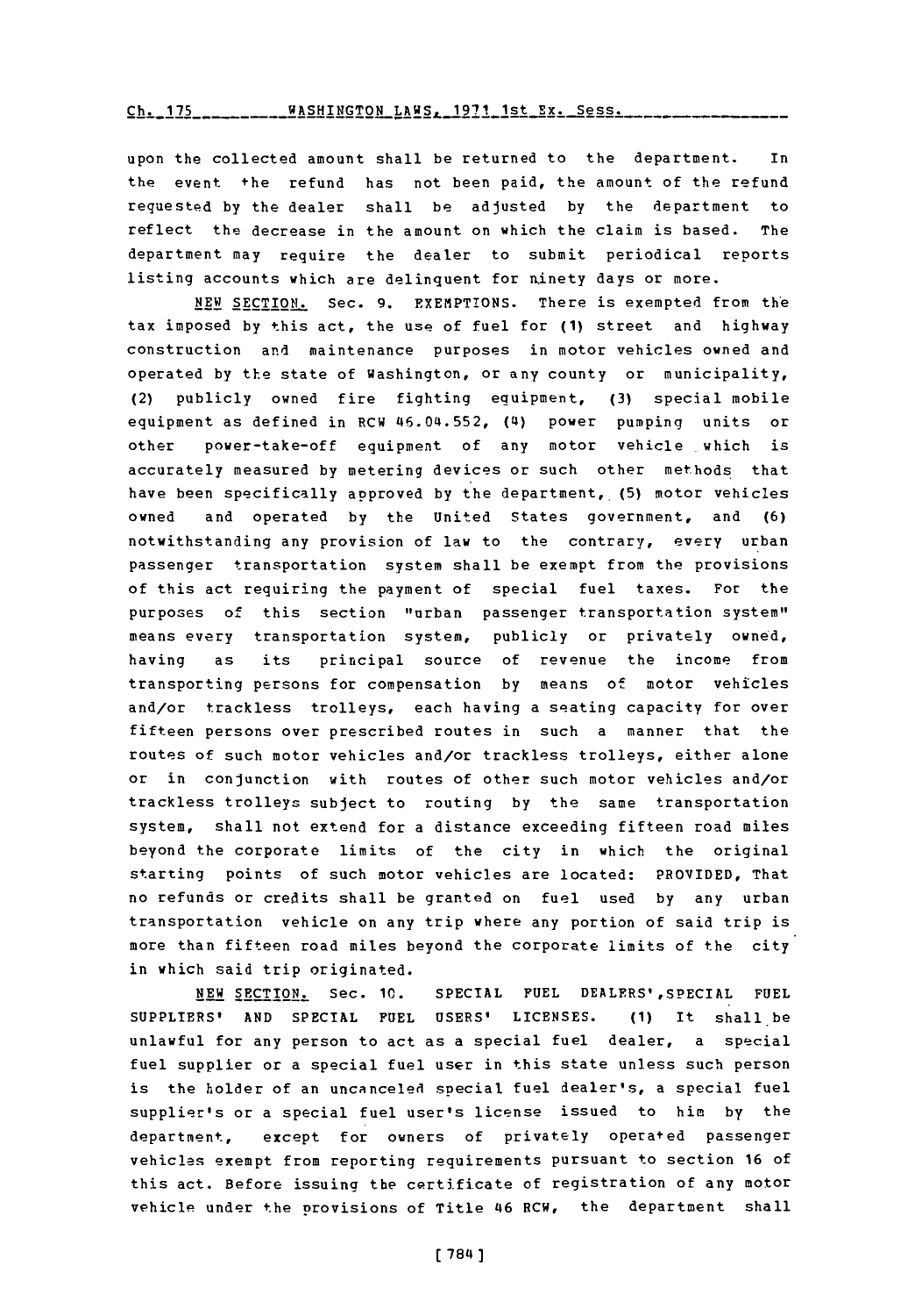upon the collected amount shall be returned to the department. In the event the refund has not been paid, the amount of the refund requested by the dealer shall be adjusted by the department to reflect the decrease in the amount on which the claim is based. The department may require the dealer to submit periodical reports listing accounts which are delinquent for ninety days or more.

NEW SECTION. Sec. 9. EXEMPTIONS. There is exempted from the tax imposed by this act, the use of fuel for (1) street and highway construction and maintenance purposes in motor vehicles owned and operated by the state of Washington, or any county or municipality, (2) publicly owned fire fighting equipment, (3) special mobile equipment as defined in RCW 46.04.552, (4) power pumping units or other power-take-off equipment of any motor vehicle which is accurately measured by metering devices or such other methods that have been specifically approved by the department, (5) motor vehicles owned and operated by the United States government, and (6) notwithstanding any provision of law to the contrary, every urban passenger transportation system shall be exempt from the provisions of this act requiring the payment of special fuel taxes. For the purposes of this section "urban passenger transportation system" means every transportation system, publicly or privately owned, having as its principal source of revenue the income from transporting persons for compensation by means of motor vehicles and/or trackless trolleys, each having a seating capacity for over fifteen persons over prescribed routes in such a manner that the routes of such motor vehicles and/or trackless trolleys, either alone or in conjunction with routes of other such motor vehicles and/or trackless trolleys subject to routing by the same transportation system, shall not extend for a distance exceeding fifteen road miles beyond the corporate limits of the city in which the original starting points of such motor vehicles are located: PROVIDED, That no refunds or credits shall be granted on fuel used by any urban transportation vehicle on any trip where any portion of said trip is more than fifteen road miles beyond the corporate limits of the city in which said trip originated.

NEW SECTION. Sec. 10. SPECIAL FUEL DEALERS', SPECIAL FUEL SUPPLIERS' AND SPECIAL FUEL USERS' LICENSES. (1) It shall be unlawful for any person to act as a special fuel dealer, a special fuel supplier or a special fuel user in this state unless such person is the holder of an uncanceled special fuel dealer's, a special fuel supplier's or a special fuel user's license issued to him by the department, except for owners of privately operated passenger vehicles exempt from reporting requirements pursuant to section 16 of this act. Before issuing the certificate of registration of any motor vehicle under the provisions of Title 46 RCW, the department shall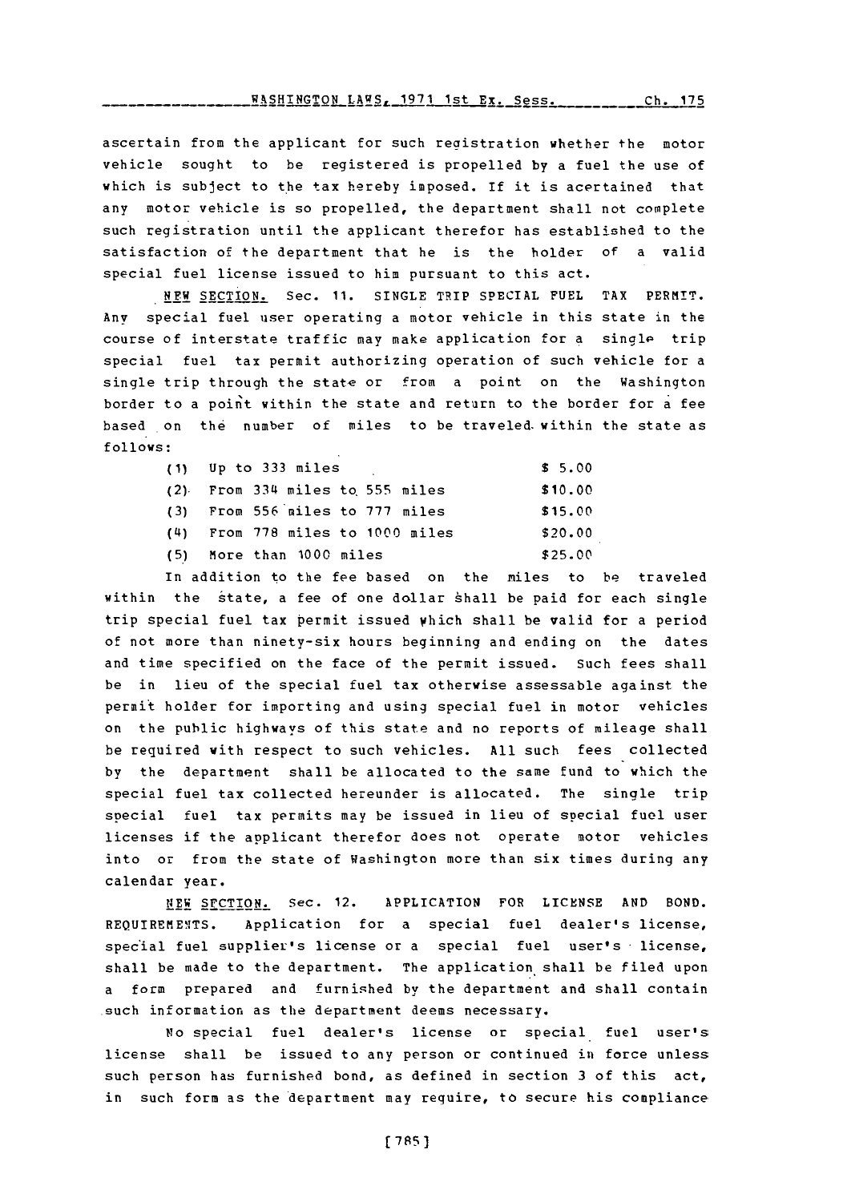ascertain from the applicant for such registration whether the motor vehicle sought to be registered is propelled by a fuel the use of which is subject to the tax hereby imposed. If it is acertained that any motor vehicle is so propelled, the department shall not complete such registration until the applicant therefor has established to the satisfaction of the department that he is the holder of a valid special fuel license issued to him pursuant to this act.

NEW SECTION. Sec. 11. SINGLE TRIP SPECIAL FUEL TAX PERMIT. Any special fuel user operating a motor vehicle in this state in the course of interstate traffic may make application for a single trip special fuel tax permit authorizing operation of such vehicle for a single trip through the state or from a point on the Washington border to a point within the state and return to the border for a fee based on the number of miles to be traveled within the state as follows:

| | | |
|---|---|---|
| (1) | Up to 333 miles | $ 5.00 |
| (2) | From 334 miles to 555 miles | $10.00 |
| (3) | From 556 miles to 777 miles | $15.00 |
| (4) | From 778 miles to 1000 miles | $20.00 |
| (5) | More than 1000 miles | $25.00 |

In addition to the fee based on the miles to be traveled within the state, a fee of one dollar shall be paid for each single trip special fuel tax permit issued which shall be valid for a period of not more than ninety-six hours beginning and ending on the dates and time specified on the face of the permit issued. Such fees shall be in lieu of the special fuel tax otherwise assessable against the permit holder for importing and using special fuel in motor vehicles on the public highways of this state and no reports of mileage shall be required with respect to such vehicles. All such fees collected by the department shall be allocated to the same fund to which the special fuel tax collected hereunder is allocated. The single trip special fuel tax permits may be issued in lieu of special fuel user licenses if the applicant therefor does not operate motor vehicles into or from the state of Washington more than six times during any calendar year.

NEW SECTION. Sec. 12. APPLICATION FOR LICENSE AND BOND. REQUIREMENTS. Application for a special fuel dealer's license, special fuel supplier's license or a special fuel user's license, shall be made to the department. The application shall be filed upon a form prepared and furnished by the department and shall contain such information as the department deems necessary.

No special fuel dealer's license or special fuel user's license shall be issued to any person or continued in force unless such person has furnished bond, as defined in section 3 of this act, in such form as the department may require, to secure his compliance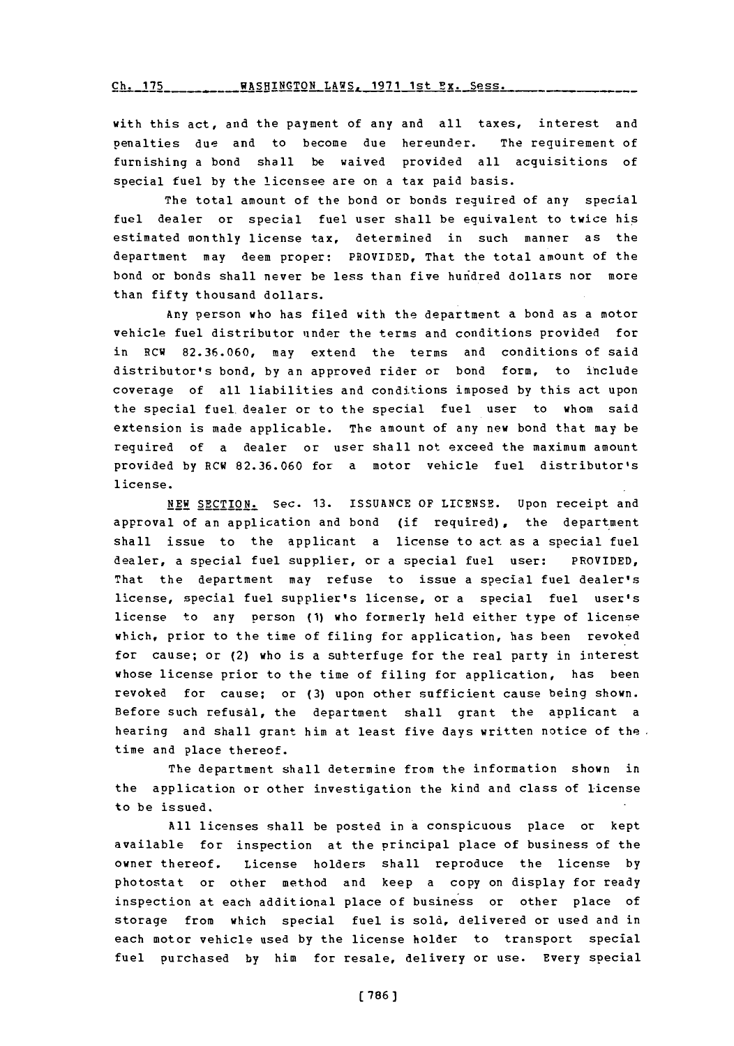with this act, and the payment of any and all taxes, interest and penalties due and to become due hereunder. The requirement of furnishing a bond shall be waived provided all acquisitions of special fuel by the licensee are on a tax paid basis.

The total amount of the bond or bonds required of any special fuel dealer or special fuel user shall be equivalent to twice his estimated monthly license tax, determined in such manner as the department may deem proper: PROVIDED, That the total amount of the bond or bonds shall never be less than five hundred dollars nor more than fifty thousand dollars.

Any person who has filed with the department a bond as a motor vehicle fuel distributor under the terms and conditions provided for in RCW 82.36.060, may extend the terms and conditions of said distributor's bond, by an approved rider or bond form, to include coverage of all liabilities and conditions imposed by this act upon the special fuel dealer or to the special fuel user to whom said extension is made applicable. The amount of any new bond that may be required of a dealer or user shall not exceed the maximum amount provided by RCW 82.36.060 for a motor vehicle fuel distributor's license.

NEW SECTION. Sec. 13. ISSUANCE OF LICENSE. Upon receipt and approval of an application and bond (if required), the department shall issue to the applicant a license to act as a special fuel dealer, a special fuel supplier, or a special fuel user: PROVIDED, That the department may refuse to issue a special fuel dealer's license, special fuel supplier's license, or a special fuel user's license to any person (1) who formerly held either type of license which, prior to the time of filing for application, has been revoked for cause; or (2) who is a subterfuge for the real party in interest whose license prior to the time of filing for application, has been revoked for cause; or (3) upon other sufficient cause being shown. Before such refusal, the department shall grant the applicant a hearing and shall grant him at least five days written notice of the time and place thereof.

The department shall determine from the information shown in the application or other investigation the kind and class of license to be issued.

All licenses shall be posted in a conspicuous place or kept available for inspection at the principal place of business of the owner thereof. License holders shall reproduce the license by photostat or other method and keep a copy on display for ready inspection at each additional place of business or other place of storage from which special fuel is sold, delivered or used and in each motor vehicle used by the license holder to transport special fuel purchased by him for resale, delivery or use. Every special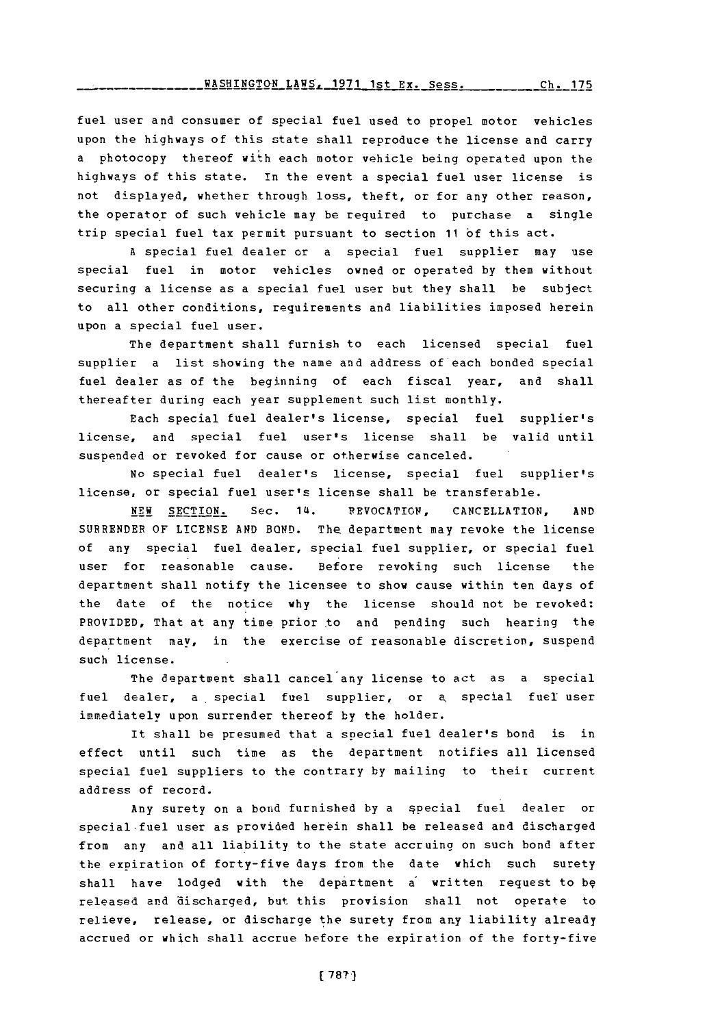fuel user and consumer of special fuel used to propel motor vehicles upon the highways of this state shall reproduce the license and carry a photocopy thereof with each motor vehicle being operated upon the highways of this state. In the event a special fuel user license is not displayed, whether through loss, theft, or for any other reason, the operator of such vehicle may be required to purchase a single trip special fuel tax permit pursuant to section 11 of this act.

A special fuel dealer or a special fuel supplier may use special fuel in motor vehicles owned or operated by them without securing a license as a special fuel user but they shall be subject to all other conditions, requirements and liabilities imposed herein upon a special fuel user.

The department shall furnish to each licensed special fuel supplier a list showing the name and address of each bonded special fuel dealer as of the beginning of each fiscal year, and shall thereafter during each year supplement such list monthly.

Each special fuel dealer's license, special fuel supplier's license, and special fuel user's license shall be valid until suspended or revoked for cause or otherwise canceled.

No special fuel dealer's license, special fuel supplier's license, or special fuel user's license shall be transferable.

NEW SECTION. Sec. 14. REVOCATION, CANCELLATION, AND SURRENDER OF LICENSE AND BOND. The department may revoke the license of any special fuel dealer, special fuel supplier, or special fuel user for reasonable cause. Before revoking such license the department shall notify the licensee to show cause within ten days of the date of the notice why the license should not be revoked: PROVIDED, That at any time prior to and pending such hearing the department may, in the exercise of reasonable discretion, suspend such license.

The department shall cancel any license to act as a special fuel dealer, a special fuel supplier, or a special fuel user immediately upon surrender thereof by the holder.

It shall be presumed that a special fuel dealer's bond is in effect until such time as the department notifies all licensed special fuel suppliers to the contrary by mailing to their current address of record.

Any surety on a bond furnished by a special fuel dealer or special fuel user as provided herein shall be released and discharged from any and all liability to the state accruing on such bond after the expiration of forty-five days from the date which such surety shall have lodged with the department a written request to be released and discharged, but this provision shall not operate to relieve, release, or discharge the surety from any liability already accrued or which shall accrue before the expiration of the forty-five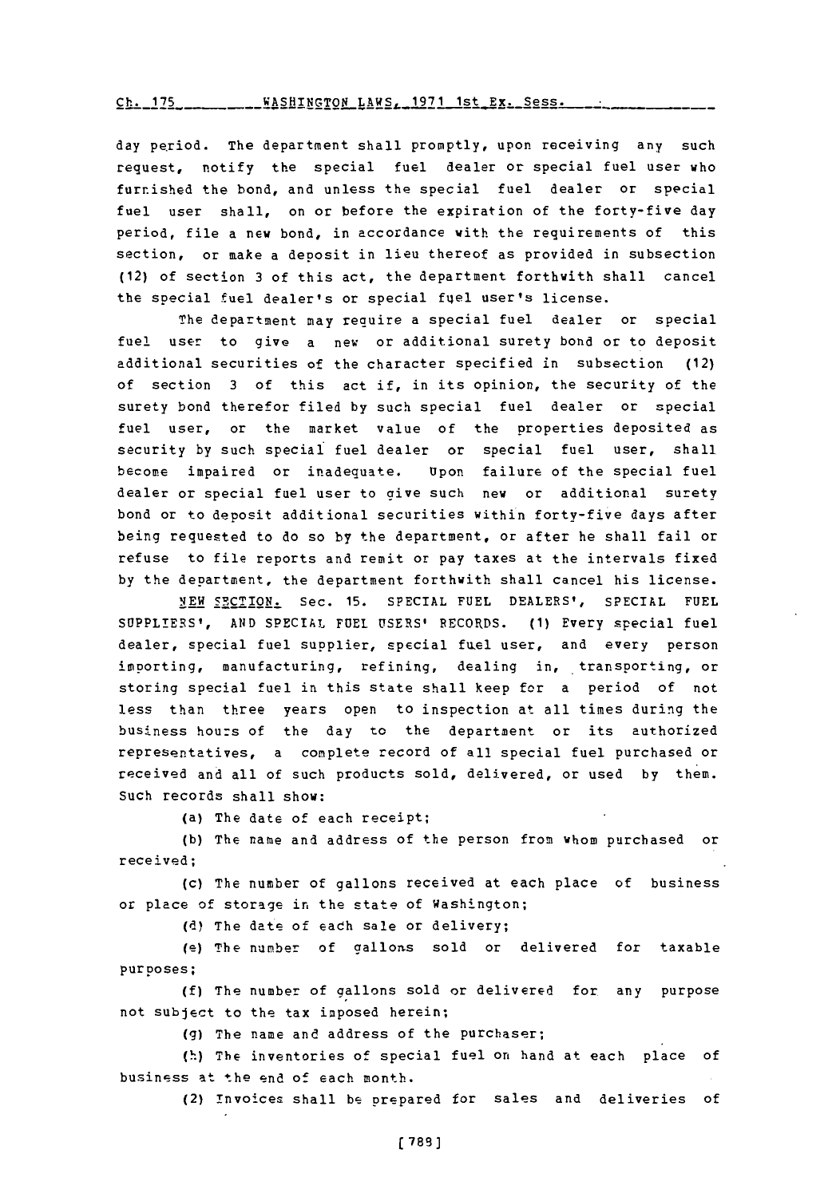day period. The department shall promptly, upon receiving any such request, notify the special fuel dealer or special fuel user who furnished the bond, and unless the special fuel dealer or special fuel user shall, on or before the expiration of the forty-five day period, file a new bond, in accordance with the requirements of this section, or make a deposit in lieu thereof as provided in subsection (12) of section 3 of this act, the department forthwith shall cancel the special fuel dealer's or special fuel user's license.

The department may require a special fuel dealer or special fuel user to give a new or additional surety bond or to deposit additional securities of the character specified in subsection (12) of section 3 of this act if, in its opinion, the security of the surety bond therefor filed by such special fuel dealer or special fuel user, or the market value of the properties deposited as security by such special fuel dealer or special fuel user, shall become impaired or inadequate. Upon failure of the special fuel dealer or special fuel user to give such new or additional surety bond or to deposit additional securities within forty-five days after being requested to do so by the department, or after he shall fail or refuse to file reports and remit or pay taxes at the intervals fixed by the department, the department forthwith shall cancel his license.

NEW SECTION. Sec. 15. SPECIAL FUEL DEALERS', SPECIAL FUEL SUPPLIERS', AND SPECIAL FUEL USERS' RECORDS. (1) Every special fuel dealer, special fuel supplier, special fuel user, and every person importing, manufacturing, refining, dealing in, transporting, or storing special fuel in this state shall keep for a period of not less than three years open to inspection at all times during the business hours of the day to the department or its authorized representatives, a complete record of all special fuel purchased or received and all of such products sold, delivered, or used by them. Such records shall show:

(a) The date of each receipt;

(b) The name and address of the person from whom purchased or received;

(c) The number of gallons received at each place of business or place of storage in the state of Washington;

(d) The date of each sale or delivery;

(e) The number of gallons sold or delivered for taxable purposes;

(f) The number of gallons sold or delivered for any purpose not subject to the tax imposed herein;

(g) The name and address of the purchaser;

(h) The inventories of special fuel on hand at each place of business at the end of each month.

(2) Invoices shall be prepared for sales and deliveries of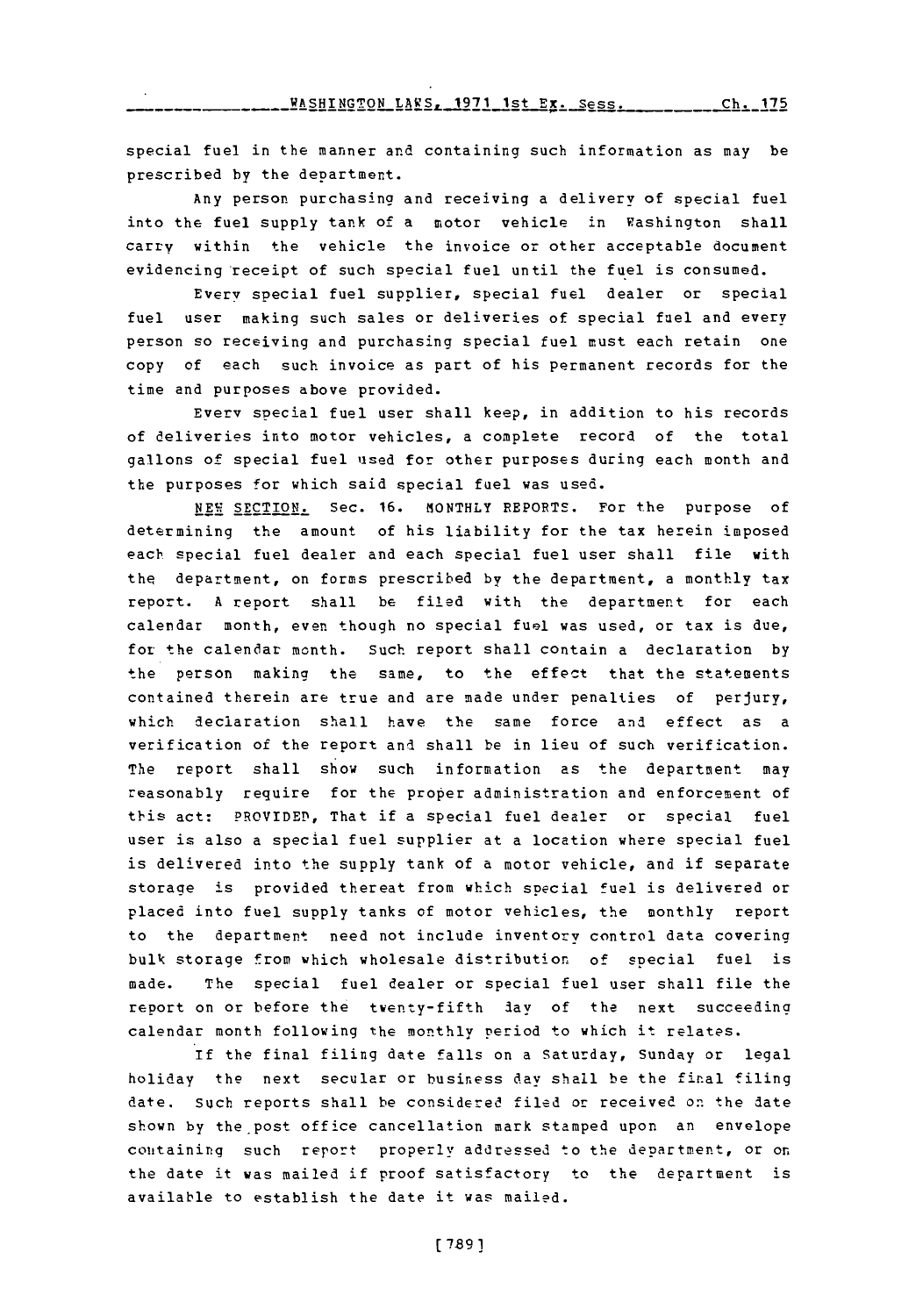special fuel in the manner and containing such information as may be prescribed by the department.

Any person purchasing and receiving a delivery of special fuel into the fuel supply tank of a motor vehicle in Washington shall carry within the vehicle the invoice or other acceptable document evidencing receipt of such special fuel until the fuel is consumed.

Every special fuel supplier, special fuel dealer or special fuel user making such sales or deliveries of special fuel and every person so receiving and purchasing special fuel must each retain one copy of each such invoice as part of his permanent records for the time and purposes above provided.

Every special fuel user shall keep, in addition to his records of deliveries into motor vehicles, a complete record of the total gallons of special fuel used for other purposes during each month and the purposes for which said special fuel was used.

NEW SECTION. Sec. 16. MONTHLY REPORTS. For the purpose of determining the amount of his liability for the tax herein imposed each special fuel dealer and each special fuel user shall file with the department, on forms prescribed by the department, a monthly tax report. A report shall be filed with the department for each calendar month, even though no special fuel was used, or tax is due, for the calendar month. Such report shall contain a declaration by the person making the same, to the effect that the statements contained therein are true and are made under penalties of perjury, which declaration shall have the same force and effect as a verification of the report and shall be in lieu of such verification. The report shall show such information as the department may reasonably require for the proper administration and enforcement of this act: PROVIDED, That if a special fuel dealer or special fuel user is also a special fuel supplier at a location where special fuel is delivered into the supply tank of a motor vehicle, and if separate storage is provided thereat from which special fuel is delivered or placed into fuel supply tanks of motor vehicles, the monthly report to the department need not include inventory control data covering bulk storage from which wholesale distribution of special fuel is made. The special fuel dealer or special fuel user shall file the report on or before the twenty-fifth day of the next succeeding calendar month following the monthly period to which it relates.

If the final filing date falls on a Saturday, Sunday or legal holiday the next secular or business day shall be the final filing date. Such reports shall be considered filed or received on the date shown by the post office cancellation mark stamped upon an envelope containing such report properly addressed to the department, or on the date it was mailed if proof satisfactory to the department is available to establish the date it was mailed.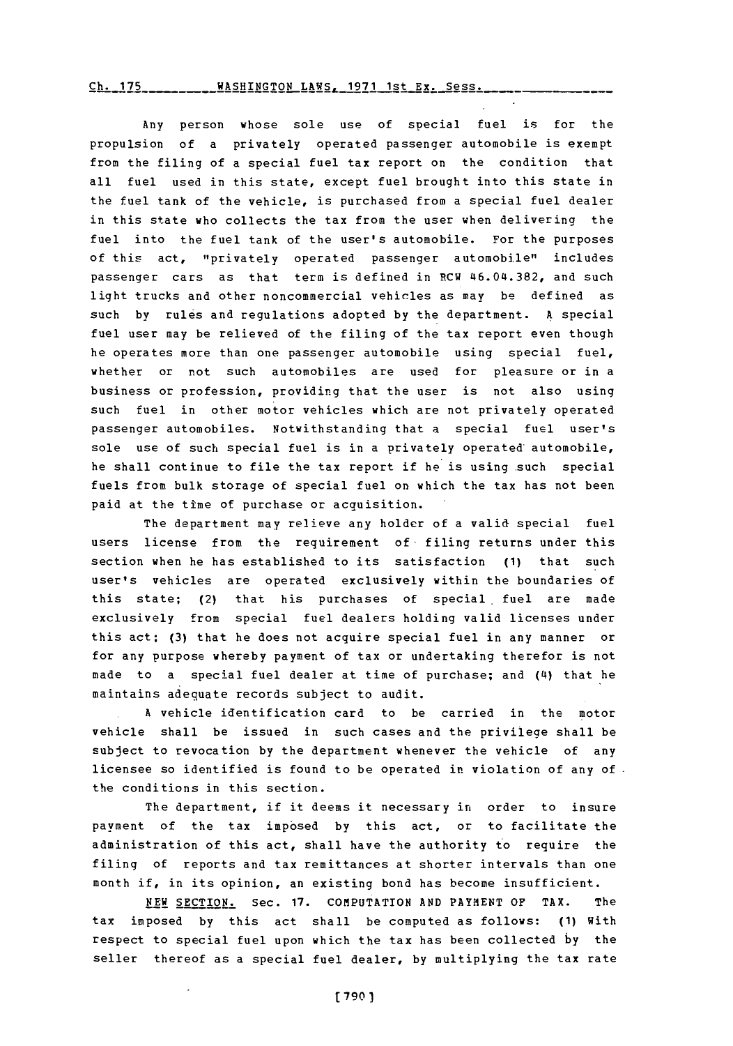Any person whose sole use of special fuel is for the propulsion of a privately operated passenger automobile is exempt from the filing of a special fuel tax report on the condition that all fuel used in this state, except fuel brought into this state in the fuel tank of the vehicle, is purchased from a special fuel dealer in this state who collects the tax from the user when delivering the fuel into the fuel tank of the user's automobile. For the purposes of this act, "privately operated passenger automobile" includes passenger cars as that term is defined in RCW 46.04.382, and such light trucks and other noncommercial vehicles as may be defined as such by rules and regulations adopted by the department. A special fuel user may be relieved of the filing of the tax report even though he operates more than one passenger automobile using special fuel, whether or not such automobiles are used for pleasure or in a business or profession, providing that the user is not also using such fuel in other motor vehicles which are not privately operated passenger automobiles. Notwithstanding that a special fuel user's sole use of such special fuel is in a privately operated automobile, he shall continue to file the tax report if he is using such special fuels from bulk storage of special fuel on which the tax has not been paid at the time of purchase or acquisition.

The department may relieve any holder of a valid special fuel users license from the requirement of filing returns under this section when he has established to its satisfaction (1) that such user's vehicles are operated exclusively within the boundaries of this state; (2) that his purchases of special fuel are made exclusively from special fuel dealers holding valid licenses under this act; (3) that he does not acquire special fuel in any manner or for any purpose whereby payment of tax or undertaking therefor is not made to a special fuel dealer at time of purchase; and (4) that he maintains adequate records subject to audit.

A vehicle identification card to be carried in the motor vehicle shall be issued in such cases and the privilege shall be subject to revocation by the department whenever the vehicle of any licensee so identified is found to be operated in violation of any of the conditions in this section.

The department, if it deems it necessary in order to insure payment of the tax imposed by this act, or to facilitate the administration of this act, shall have the authority to require the filing of reports and tax remittances at shorter intervals than one month if, in its opinion, an existing bond has become insufficient.

NEW SECTION. Sec. 17. COMPUTATION AND PAYMENT OF TAX. The tax imposed by this act shall be computed as follows: (1) With respect to special fuel upon which the tax has been collected by the seller thereof as a special fuel dealer, by multiplying the tax rate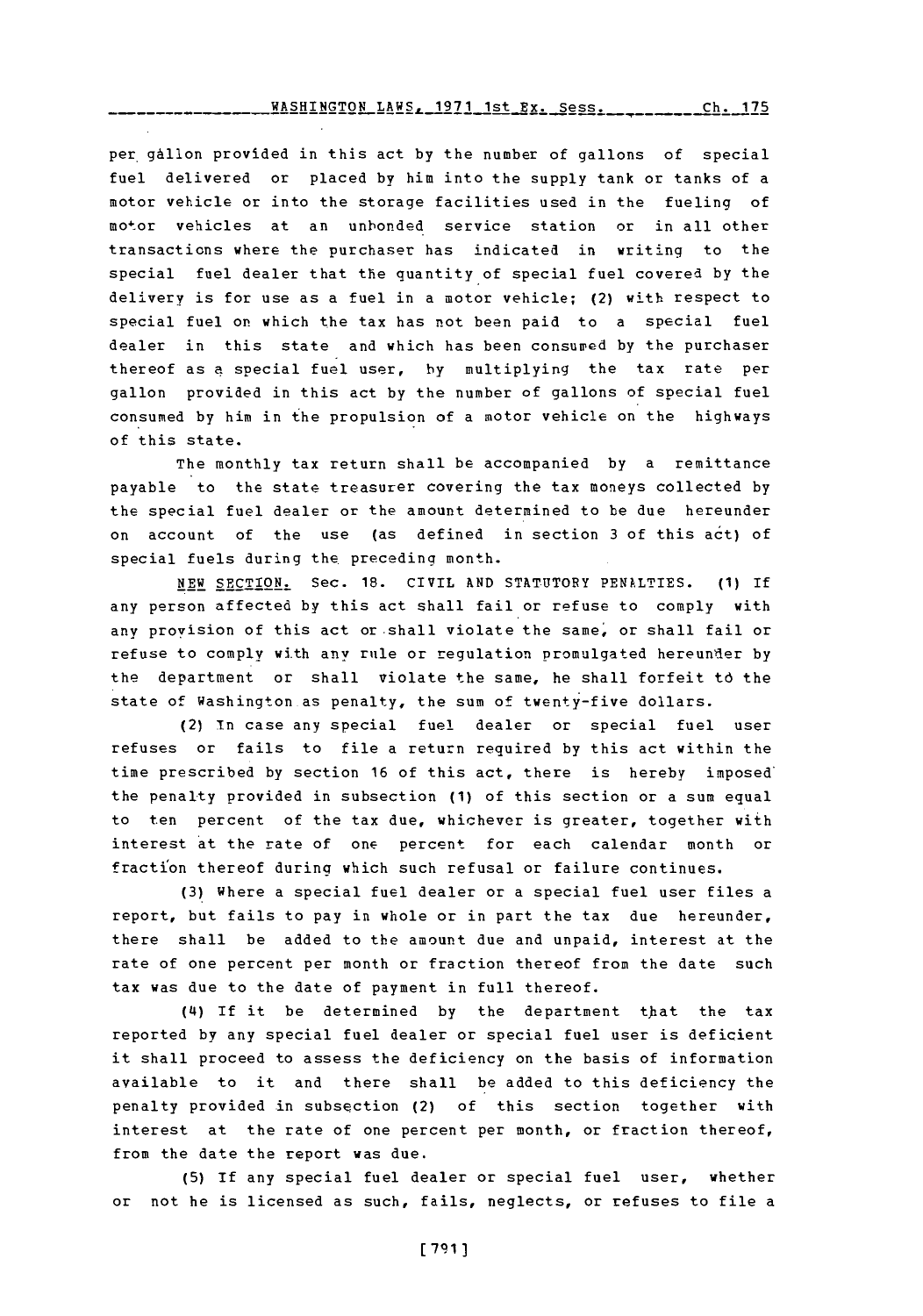per gallon provided in this act by the number of gallons of special fuel delivered or placed by him into the supply tank or tanks of a motor vehicle or into the storage facilities used in the fueling of motor vehicles at an unbonded service station or in all other transactions where the purchaser has indicated in writing to the special fuel dealer that the quantity of special fuel covered by the delivery is for use as a fuel in a motor vehicle; (2) with respect to special fuel on which the tax has not been paid to a special fuel dealer in this state and which has been consumed by the purchaser thereof as a special fuel user, by multiplying the tax rate per gallon provided in this act by the number of gallons of special fuel consumed by him in the propulsion of a motor vehicle on the highways of this state.

The monthly tax return shall be accompanied by a remittance payable to the state treasurer covering the tax moneys collected by the special fuel dealer or the amount determined to be due hereunder on account of the use (as defined in section 3 of this act) of special fuels during the preceding month.

NEW SECTION. Sec. 18. CIVIL AND STATUTORY PENALTIES. (1) If any person affected by this act shall fail or refuse to comply with any provision of this act or shall violate the same, or shall fail or refuse to comply with any rule or regulation promulgated hereunder by the department or shall violate the same, he shall forfeit to the state of Washington as penalty, the sum of twenty-five dollars.

(2) In case any special fuel dealer or special fuel user refuses or fails to file a return required by this act within the time prescribed by section 16 of this act, there is hereby imposed the penalty provided in subsection (1) of this section or a sum equal to ten percent of the tax due, whichever is greater, together with interest at the rate of one percent for each calendar month or fraction thereof during which such refusal or failure continues.

(3) Where a special fuel dealer or a special fuel user files a report, but fails to pay in whole or in part the tax due hereunder, there shall be added to the amount due and unpaid, interest at the rate of one percent per month or fraction thereof from the date such tax was due to the date of payment in full thereof.

(4) If it be determined by the department that the tax reported by any special fuel dealer or special fuel user is deficient it shall proceed to assess the deficiency on the basis of information available to it and there shall be added to this deficiency the penalty provided in subsection (2) of this section together with interest at the rate of one percent per month, or fraction thereof, from the date the report was due.

(5) If any special fuel dealer or special fuel user, whether or not he is licensed as such, fails, neglects, or refuses to file a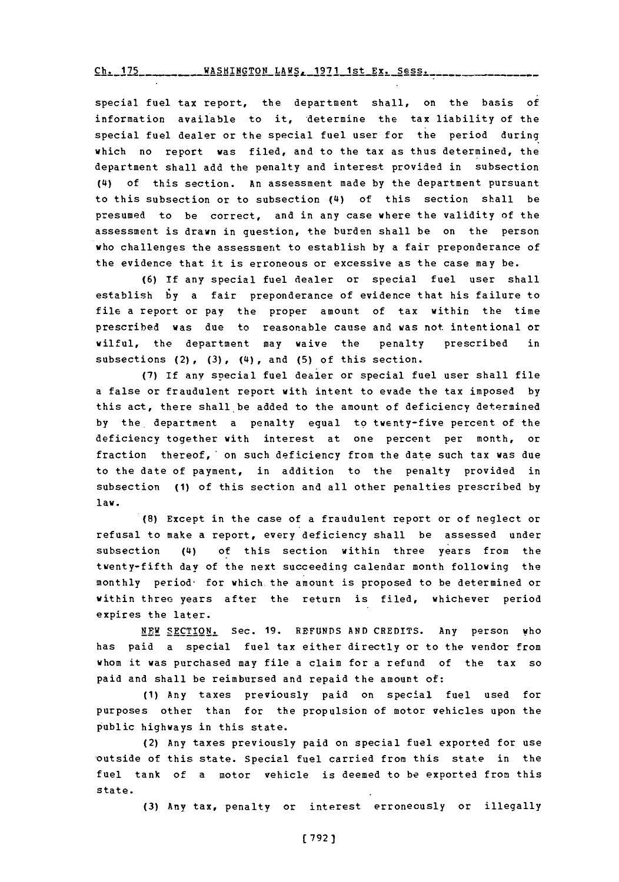special fuel tax report, the department shall, on the basis of information available to it, determine the tax liability of the special fuel dealer or the special fuel user for the period during which no report was filed, and to the tax as thus determined, the department shall add the penalty and interest provided in subsection (4) of this section. An assessment made by the department pursuant to this subsection or to subsection (4) of this section shall be presumed to be correct, and in any case where the validity of the assessment is drawn in question, the burden shall be on the person who challenges the assessment to establish by a fair preponderance of the evidence that it is erroneous or excessive as the case may be.

(6) If any special fuel dealer or special fuel user shall establish by a fair preponderance of evidence that his failure to file a report or pay the proper amount of tax within the time prescribed was due to reasonable cause and was not intentional or wilful, the department may waive the penalty prescribed in subsections (2), (3), (4), and (5) of this section.

(7) If any special fuel dealer or special fuel user shall file a false or fraudulent report with intent to evade the tax imposed by this act, there shall be added to the amount of deficiency determined by the department a penalty equal to twenty-five percent of the deficiency together with interest at one percent per month, or fraction thereof, on such deficiency from the date such tax was due to the date of payment, in addition to the penalty provided in subsection (1) of this section and all other penalties prescribed by law.

(8) Except in the case of a fraudulent report or of neglect or refusal to make a report, every deficiency shall be assessed under subsection (4) of this section within three years from the twenty-fifth day of the next succeeding calendar month following the monthly period for which the amount is proposed to be determined or within three years after the return is filed, whichever period expires the later.

NEW SECTION. Sec. 19. REFUNDS AND CREDITS. Any person who has paid a special fuel tax either directly or to the vendor from whom it was purchased may file a claim for a refund of the tax so paid and shall be reimbursed and repaid the amount of:

(1) Any taxes previously paid on special fuel used for purposes other than for the propulsion of motor vehicles upon the public highways in this state.

(2) Any taxes previously paid on special fuel exported for use outside of this state. Special fuel carried from this state in the fuel tank of a motor vehicle is deemed to be exported from this state.

(3) Any tax, penalty or interest erroneously or illegally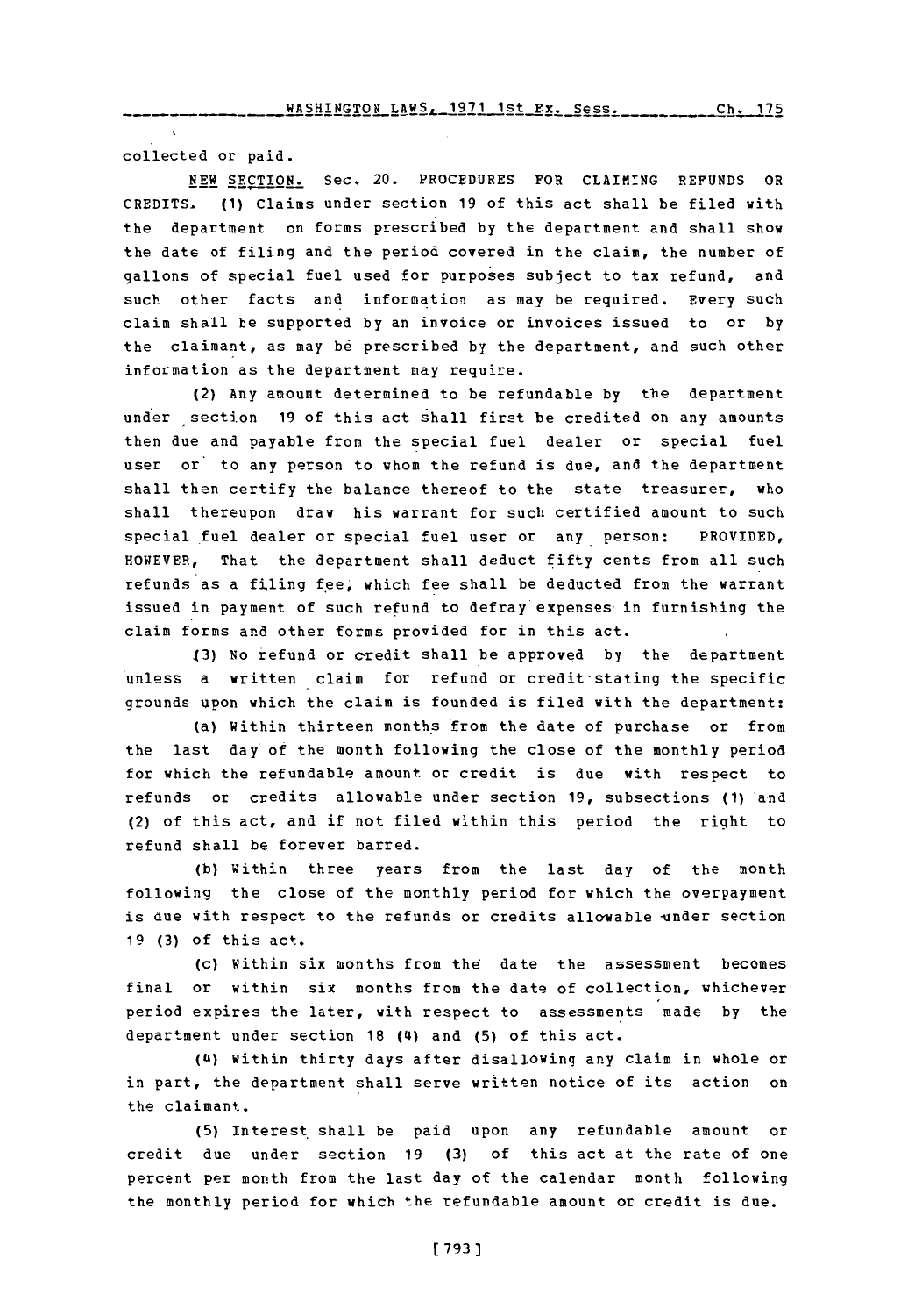collected or paid.

NEW SECTION. Sec. 20. PROCEDURES FOR CLAIMING REFUNDS OR CREDITS. (1) Claims under section 19 of this act shall be filed with the department on forms prescribed by the department and shall show the date of filing and the period covered in the claim, the number of gallons of special fuel used for purposes subject to tax refund, and such other facts and information as may be required. Every such claim shall be supported by an invoice or invoices issued to or by the claimant, as may be prescribed by the department, and such other information as the department may require.

(2) Any amount determined to be refundable by the department under section 19 of this act shall first be credited on any amounts then due and payable from the special fuel dealer or special fuel user or to any person to whom the refund is due, and the department shall then certify the balance thereof to the state treasurer, who shall thereupon draw his warrant for such certified amount to such special fuel dealer or special fuel user or any person: PROVIDED, HOWEVER, That the department shall deduct fifty cents from all such refunds as a filing fee, which fee shall be deducted from the warrant issued in payment of such refund to defray expenses in furnishing the claim forms and other forms provided for in this act.

(3) No refund or credit shall be approved by the department unless a written claim for refund or credit stating the specific grounds upon which the claim is founded is filed with the department:

(a) Within thirteen months from the date of purchase or from the last day of the month following the close of the monthly period for which the refundable amount or credit is due with respect to refunds or credits allowable under section 19, subsections (1) and (2) of this act, and if not filed within this period the right to refund shall be forever barred.

(b) Within three years from the last day of the month following the close of the monthly period for which the overpayment is due with respect to the refunds or credits allowable under section 19 (3) of this act.

(c) Within six months from the date the assessment becomes final or within six months from the date of collection, whichever period expires the later, with respect to assessments made by the department under section 18 (4) and (5) of this act.

(4) Within thirty days after disallowing any claim in whole or in part, the department shall serve written notice of its action on the claimant.

(5) Interest shall be paid upon any refundable amount or credit due under section 19 (3) of this act at the rate of one percent per month from the last day of the calendar month following the monthly period for which the refundable amount or credit is due.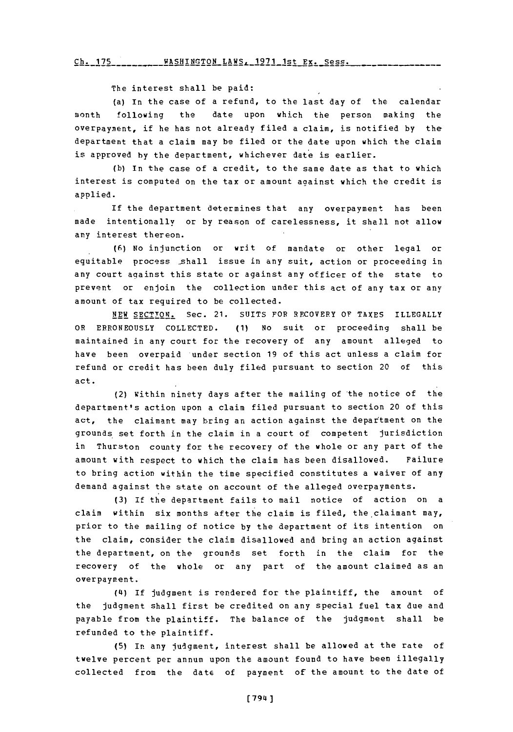The interest shall be paid:

(a) In the case of a refund, to the last day of the calendar month following the date upon which the person making the overpayment, if he has not already filed a claim, is notified by the department that a claim may be filed or the date upon which the claim is approved by the department, whichever date is earlier.

(b) In the case of a credit, to the same date as that to which interest is computed on the tax or amount against which the credit is applied.

If the department determines that any overpayment has been made intentionally or by reason of carelessness, it shall not allow any interest thereon.

(6) No injunction or writ of mandate or other legal or equitable process shall issue in any suit, action or proceeding in any court against this state or against any officer of the state to prevent or enjoin the collection under this act of any tax or any amount of tax required to be collected.

NEW SECTION. Sec. 21. SUITS FOR RECOVERY OF TAXES ILLEGALLY OR ERRONEOUSLY COLLECTED. (1) No suit or proceeding shall be maintained in any court for the recovery of any amount alleged to have been overpaid under section 19 of this act unless a claim for refund or credit has been duly filed pursuant to section 20 of this act.

(2) Within ninety days after the mailing of the notice of the department's action upon a claim filed pursuant to section 20 of this act, the claimant may bring an action against the department on the grounds set forth in the claim in a court of competent jurisdiction in Thurston county for the recovery of the whole or any part of the amount with respect to which the claim has been disallowed. Failure to bring action within the time specified constitutes a waiver of any demand against the state on account of the alleged overpayments.

(3) If the department fails to mail notice of action on a claim within six months after the claim is filed, the claimant may, prior to the mailing of notice by the department of its intention on the claim, consider the claim disallowed and bring an action against the department, on the grounds set forth in the claim for the recovery of the whole or any part of the amount claimed as an overpayment.

(4) If judgment is rendered for the plaintiff, the amount of the judgment shall first be credited on any special fuel tax due and payable from the plaintiff. The balance of the judgment shall be refunded to the plaintiff.

(5) In any judgment, interest shall be allowed at the rate of twelve percent per annum upon the amount found to have been illegally collected from the date of payment of the amount to the date of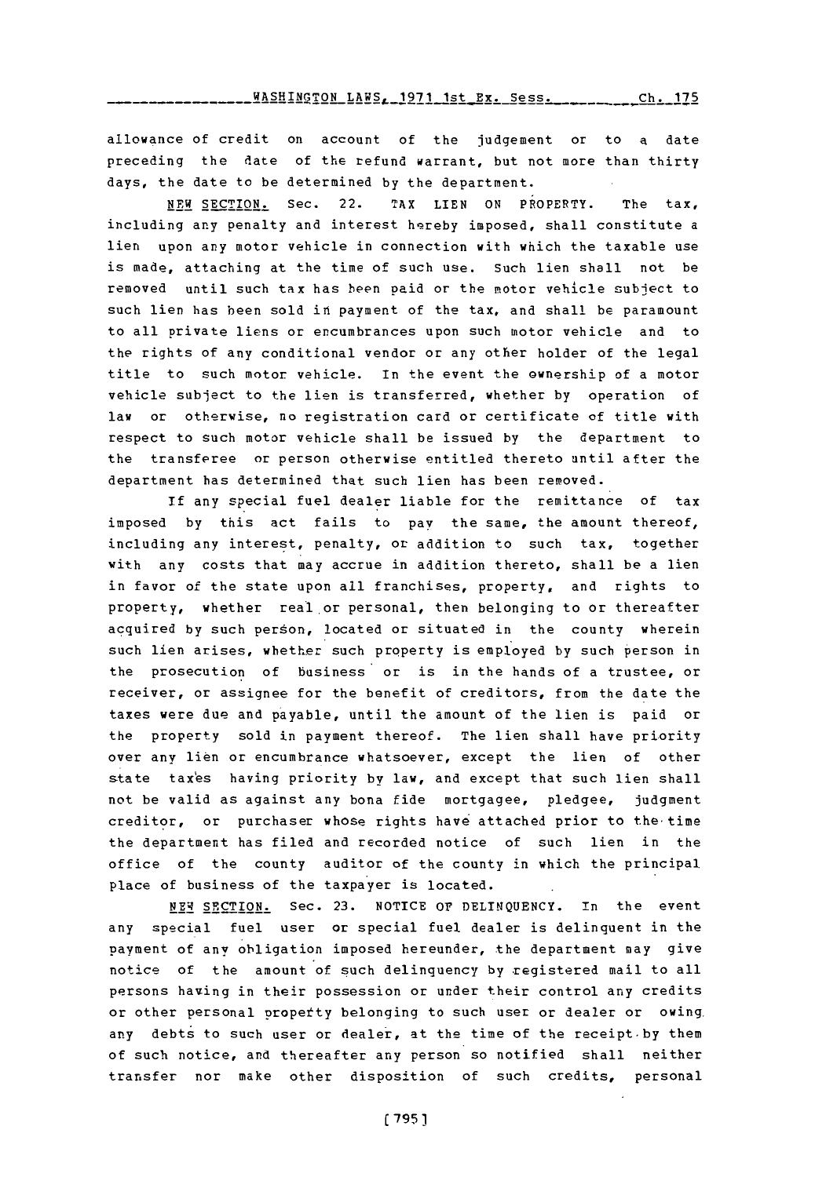allowance of credit on account of the judgement or to a date preceding the date of the refund warrant, but not more than thirty days, the date to be determined by the department.

NEW SECTION. Sec. 22. TAX LIEN ON PROPERTY. The tax, including any penalty and interest hereby imposed, shall constitute a lien upon any motor vehicle in connection with which the taxable use is made, attaching at the time of such use. Such lien shall not be removed until such tax has been paid or the motor vehicle subject to such lien has been sold in payment of the tax, and shall be paramount to all private liens or encumbrances upon such motor vehicle and to the rights of any conditional vendor or any other holder of the legal title to such motor vehicle. In the event the ownership of a motor vehicle subject to the lien is transferred, whether by operation of law or otherwise, no registration card or certificate of title with respect to such motor vehicle shall be issued by the department to the transferee or person otherwise entitled thereto until after the department has determined that such lien has been removed.

If any special fuel dealer liable for the remittance of tax imposed by this act fails to pay the same, the amount thereof, including any interest, penalty, or addition to such tax, together with any costs that may accrue in addition thereto, shall be a lien in favor of the state upon all franchises, property, and rights to property, whether real or personal, then belonging to or thereafter acquired by such person, located or situated in the county wherein such lien arises, whether such property is employed by such person in the prosecution of business or is in the hands of a trustee, or receiver, or assignee for the benefit of creditors, from the date the taxes were due and payable, until the amount of the lien is paid or the property sold in payment thereof. The lien shall have priority over any lien or encumbrance whatsoever, except the lien of other state taxes having priority by law, and except that such lien shall not be valid as against any bona fide mortgagee, pledgee, judgment creditor, or purchaser whose rights have attached prior to the time the department has filed and recorded notice of such lien in the office of the county auditor of the county in which the principal place of business of the taxpayer is located.

NEW SECTION. Sec. 23. NOTICE OF DELINQUENCY. In the event any special fuel user or special fuel dealer is delinquent in the payment of any obligation imposed hereunder, the department may give notice of the amount of such delinquency by registered mail to all persons having in their possession or under their control any credits or other personal property belonging to such user or dealer or owing any debts to such user or dealer, at the time of the receipt by them of such notice, and thereafter any person so notified shall neither transfer nor make other disposition of such credits, personal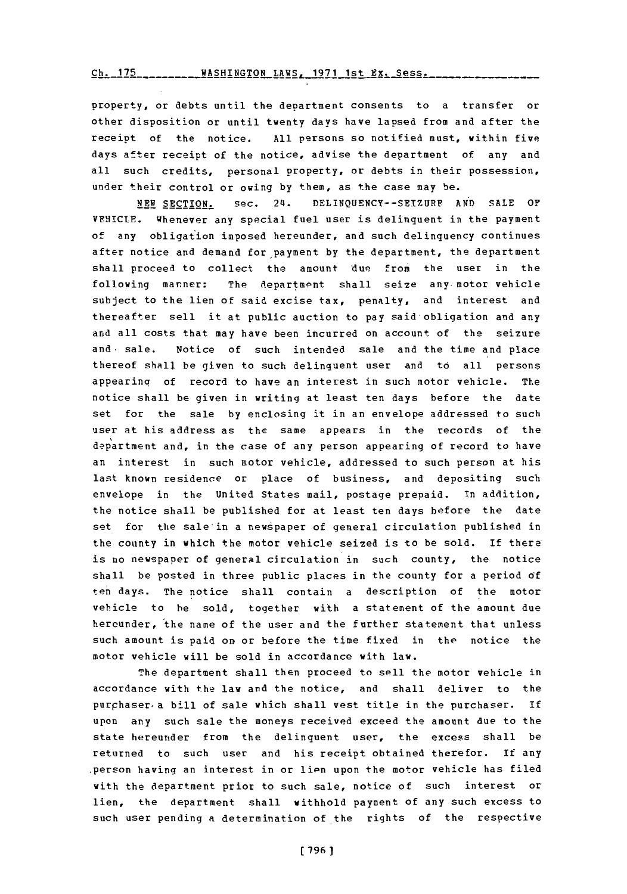property, or debts until the department consents to a transfer or other disposition or until twenty days have lapsed from and after the receipt of the notice. All persons so notified must, within five days after receipt of the notice, advise the department of any and all such credits, personal property, or debts in their possession, under their control or owing by them, as the case may be.

NEW SECTION. Sec. 24. DELINQUENCY--SEIZURE AND SALE OF VEHICLE. Whenever any special fuel user is delinquent in the payment of any obligation imposed hereunder, and such delinquency continues after notice and demand for payment by the department, the department shall proceed to collect the amount due from the user in the following manner: The department shall seize any motor vehicle subject to the lien of said excise tax, penalty, and interest and thereafter sell it at public auction to pay said obligation and any and all costs that may have been incurred on account of the seizure and sale. Notice of such intended sale and the time and place thereof shall be given to such delinquent user and to all persons appearing of record to have an interest in such motor vehicle. The notice shall be given in writing at least ten days before the date set for the sale by enclosing it in an envelope addressed to such user at his address as the same appears in the records of the department and, in the case of any person appearing of record to have an interest in such motor vehicle, addressed to such person at his last known residence or place of business, and depositing such envelope in the United States mail, postage prepaid. In addition, the notice shall be published for at least ten days before the date set for the sale in a newspaper of general circulation published in the county in which the motor vehicle seized is to be sold. If there is no newspaper of general circulation in such county, the notice shall be posted in three public places in the county for a period of ten days. The notice shall contain a description of the motor vehicle to be sold, together with a statement of the amount due hereunder, the name of the user and the further statement that unless such amount is paid on or before the time fixed in the notice the motor vehicle will be sold in accordance with law.

The department shall then proceed to sell the motor vehicle in accordance with the law and the notice, and shall deliver to the purchaser a bill of sale which shall vest title in the purchaser. If upon any such sale the moneys received exceed the amount due to the state hereunder from the delinquent user, the excess shall be returned to such user and his receipt obtained therefor. If any person having an interest in or lien upon the motor vehicle has filed with the department prior to such sale, notice of such interest or lien, the department shall withhold payment of any such excess to such user pending a determination of the rights of the respective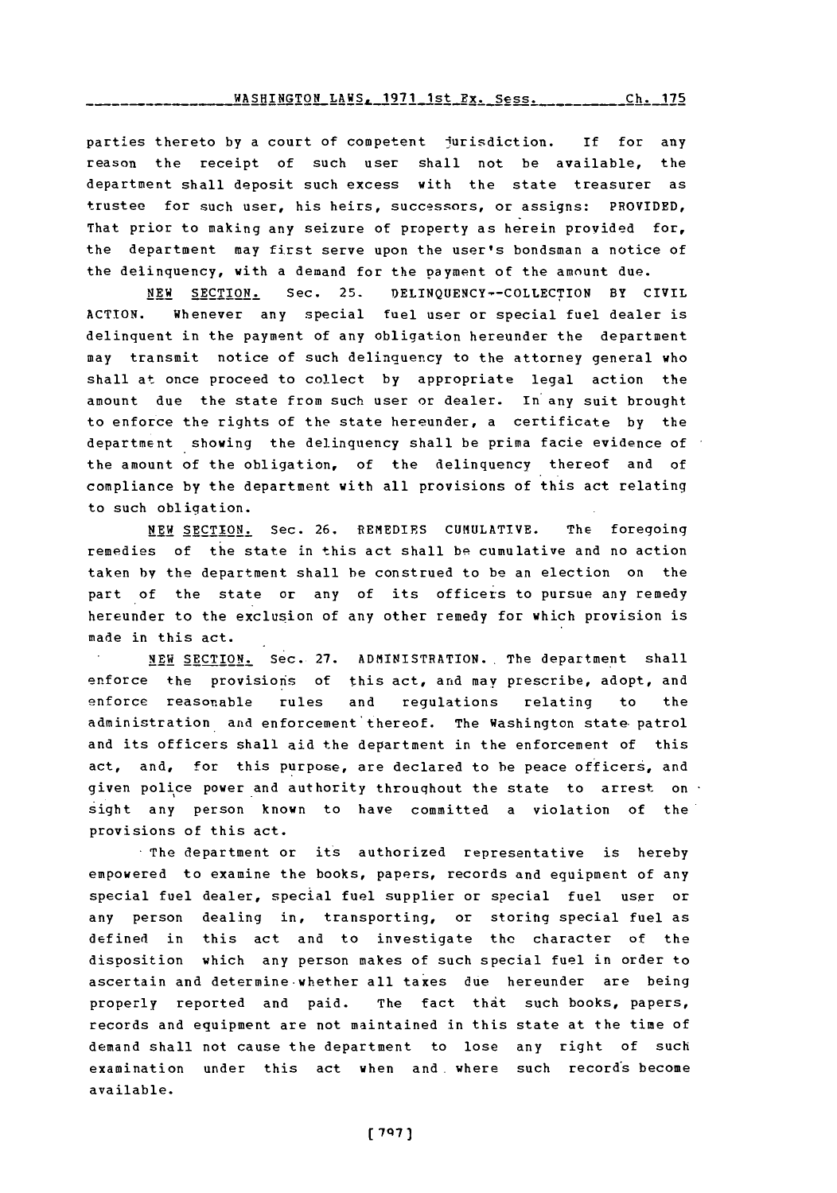parties thereto by a court of competent jurisdiction. If for any reason the receipt of such user shall not be available, the department shall deposit such excess with the state treasurer as trustee for such user, his heirs, successors, or assigns: PROVIDED, That prior to making any seizure of property as herein provided for, the department may first serve upon the user's bondsman a notice of the delinquency, with a demand for the payment of the amount due.

NEW SECTION. Sec. 25. DELINQUENCY--COLLECTION BY CIVIL ACTION. Whenever any special fuel user or special fuel dealer is delinquent in the payment of any obligation hereunder the department may transmit notice of such delinquency to the attorney general who shall at once proceed to collect by appropriate legal action the amount due the state from such user or dealer. In any suit brought to enforce the rights of the state hereunder, a certificate by the department showing the delinquency shall be prima facie evidence of the amount of the obligation, of the delinquency thereof and of compliance by the department with all provisions of this act relating to such obligation.

NEW SECTION. Sec. 26. REMEDIES CUMULATIVE. The foregoing remedies of the state in this act shall be cumulative and no action taken by the department shall be construed to be an election on the part of the state or any of its officers to pursue any remedy hereunder to the exclusion of any other remedy for which provision is made in this act.

NEW SECTION. Sec. 27. ADMINISTRATION. The department shall enforce the provisions of this act, and may prescribe, adopt, and enforce reasonable rules and regulations relating to the administration and enforcement thereof. The Washington state patrol and its officers shall aid the department in the enforcement of this act, and, for this purpose, are declared to be peace officers, and given police power and authority throughout the state to arrest on sight any person known to have committed a violation of the provisions of this act.

The department or its authorized representative is hereby empowered to examine the books, papers, records and equipment of any special fuel dealer, special fuel supplier or special fuel user or any person dealing in, transporting, or storing special fuel as defined in this act and to investigate the character of the disposition which any person makes of such special fuel in order to ascertain and determine whether all taxes due hereunder are being properly reported and paid. The fact that such books, papers, records and equipment are not maintained in this state at the time of demand shall not cause the department to lose any right of such examination under this act when and where such records become available.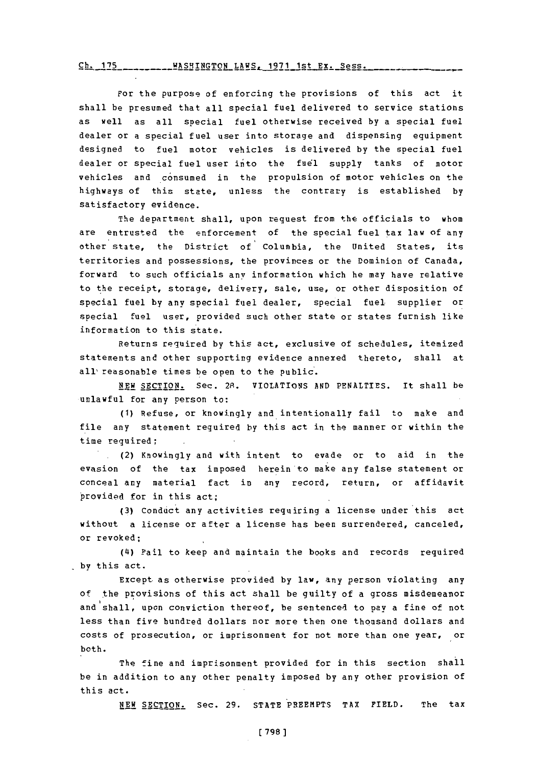For the purpose of enforcing the provisions of this act it shall be presumed that all special fuel delivered to service stations as well as all special fuel otherwise received by a special fuel dealer or a special fuel user into storage and dispensing equipment designed to fuel motor vehicles is delivered by the special fuel dealer or special fuel user into the fuel supply tanks of motor vehicles and consumed in the propulsion of motor vehicles on the highways of this state, unless the contrary is established by satisfactory evidence.

The department shall, upon request from the officials to whom are entrusted the enforcement of the special fuel tax law of any other state, the District of Columbia, the United States, its territories and possessions, the provinces or the Dominion of Canada, forward to such officials any information which he may have relative to the receipt, storage, delivery, sale, use, or other disposition of special fuel by any special fuel dealer, special fuel supplier or special fuel user, provided such other state or states furnish like information to this state.

Returns required by this act, exclusive of schedules, itemized statements and other supporting evidence annexed thereto, shall at all reasonable times be open to the public.

NEW SECTION. Sec. 28. VIOLATIONS AND PENALTIES. It shall be unlawful for any person to:

(1) Refuse, or knowingly and intentionally fail to make and file any statement required by this act in the manner or within the time required;

(2) Knowingly and with intent to evade or to aid in the evasion of the tax imposed herein to make any false statement or conceal any material fact in any record, return, or affidavit provided for in this act;

(3) Conduct any activities requiring a license under this act without a license or after a license has been surrendered, canceled, or revoked;

(4) Fail to keep and maintain the books and records required by this act.

Except as otherwise provided by law, any person violating any of the provisions of this act shall be guilty of a gross misdemeanor and shall, upon conviction thereof, be sentenced to pay a fine of not less than five hundred dollars nor more then one thousand dollars and costs of prosecution, or imprisonment for not more than one year, or both.

The fine and imprisonment provided for in this section shall be in addition to any other penalty imposed by any other provision of this act.

NEW SECTION. Sec. 29. STATE PREEMPTS TAX FIELD. The tax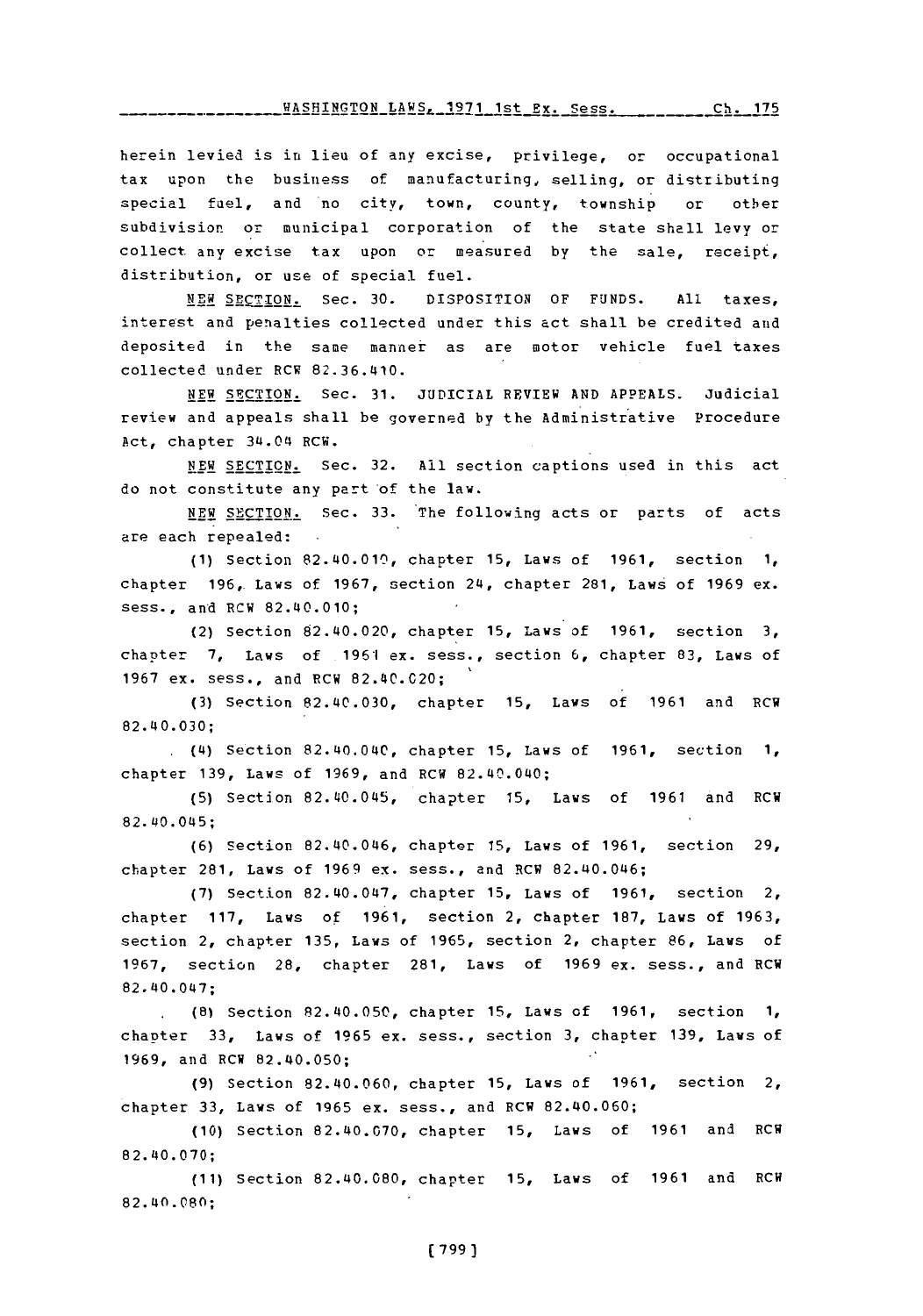herein levied is in lieu of any excise, privilege, or occupational tax upon the business of manufacturing, selling, or distributing special fuel, and no city, town, county, township or other subdivision or municipal corporation of the state shall levy or collect any excise tax upon or measured by the sale, receipt, distribution, or use of special fuel.

NEW SECTION. Sec. 30. DISPOSITION OF FUNDS. All taxes, interest and penalties collected under this act shall be credited and deposited in the same manner as are motor vehicle fuel taxes collected under RCW 82.36.410.

NEW SECTION. Sec. 31. JUDICIAL REVIEW AND APPEALS. Judicial review and appeals shall be governed by the Administrative Procedure Act, chapter 34.04 RCW.

NEW SECTION. Sec. 32. All section captions used in this act do not constitute any part of the law.

NEW SECTION. Sec. 33. The following acts or parts of acts are each repealed:

(1) Section 82.40.010, chapter 15, Laws of 1961, section 1, chapter 196, Laws of 1967, section 24, chapter 281, Laws of 1969 ex. sess., and RCW 82.40.010;

(2) Section 82.40.020, chapter 15, Laws of 1961, section 3, chapter 7, Laws of 1961 ex. sess., section 6, chapter 83, Laws of 1967 ex. sess., and RCW 82.40.020;

(3) Section 82.40.030, chapter 15, Laws of 1961 and RCW 82.40.030;

(4) Section 82.40.040, chapter 15, Laws of 1961, section 1, chapter 139, Laws of 1969, and RCW 82.40.040;

(5) Section 82.40.045, chapter 15, Laws of 1961 and RCW 82.40.045;

(6) Section 82.40.046, chapter 15, Laws of 1961, section 29, chapter 281, Laws of 1969 ex. sess., and RCW 82.40.046;

(7) Section 82.40.047, chapter 15, Laws of 1961, section 2, chapter 117, Laws of 1961, section 2, chapter 187, Laws of 1963, section 2, chapter 135, Laws of 1965, section 2, chapter 86, Laws of 1967, section 28, chapter 281, Laws of 1969 ex. sess., and RCW 82.40.047;

(8) Section 82.40.050, chapter 15, Laws of 1961, section 1, chapter 33, Laws of 1965 ex. sess., section 3, chapter 139, Laws of 1969, and RCW 82.40.050;

(9) Section 82.40.060, chapter 15, Laws of 1961, section 2, chapter 33, Laws of 1965 ex. sess., and RCW 82.40.060;

(10) Section 82.40.070, chapter 15, Laws of 1961 and RCW 82.40.070;

(11) Section 82.40.080, chapter 15, Laws of 1961 and RCW 82.40.080;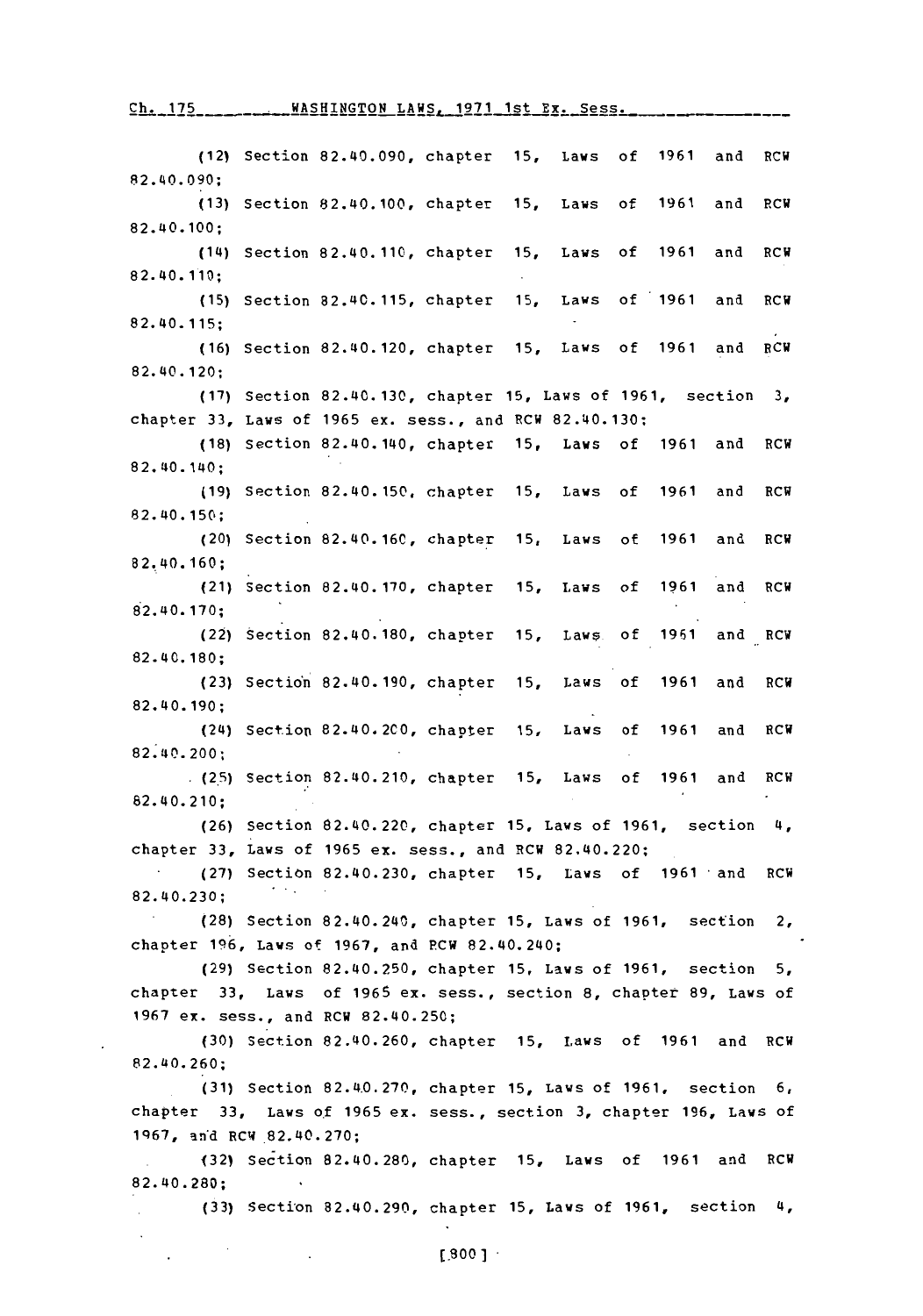(12) Section 82.40.090, chapter 15, Laws of 1961 and RCW 82.40.090;

(13) Section 82.40.100, chapter 15, Laws of 1961 and RCW 82.40.100;

(14) Section 82.40.110, chapter 15, Laws of 1961 and RCW 82.40.110;

(15) Section 82.40.115, chapter 15, Laws of 1961 and RCW 82.40.115;

(16) Section 82.40.120, chapter 15, Laws of 1961 and RCW 82.40.120;

(17) Section 82.40.130, chapter 15, Laws of 1961, section 3, chapter 33, Laws of 1965 ex. sess., and RCW 82.40.130;

(18) Section 82.40.140, chapter 15, Laws of 1961 and RCW 82.40.140;

(19) Section 82.40.150, chapter 15, Laws of 1961 and RCW 82.40.150;

(20) Section 82.40.160, chapter 15, Laws of 1961 and RCW 82.40.160;

(21) Section 82.40.170, chapter 15, Laws of 1961 and RCW 82.40.170;

(22) Section 82.40.180, chapter 15, Laws of 1961 and RCW 82.40.180;

(23) Section 82.40.190, chapter 15, Laws of 1961 and RCW 82.40.190;

(24) Section 82.40.200, chapter 15, Laws of 1961 and RCW 82.40.200;

(25) Section 82.40.210, chapter 15, Laws of 1961 and RCW 82.40.210;

(26) Section 82.40.220, chapter 15, Laws of 1961, section 4, chapter 33, Laws of 1965 ex. sess., and RCW 82.40.220;

(27) Section 82.40.230, chapter 15, Laws of 1961 and RCW 82.40.230;

(28) Section 82.40.240, chapter 15, Laws of 1961, section 2, chapter 196, Laws of 1967, and RCW 82.40.240;

(29) Section 82.40.250, chapter 15, Laws of 1961, section 5, chapter 33, Laws of 1965 ex. sess., section 8, chapter 89, Laws of 1967 ex. sess., and RCW 82.40.250;

(30) Section 82.40.260, chapter 15, Laws of 1961 and RCW 82.40.260;

(31) Section 82.40.270, chapter 15, Laws of 1961, section 6, chapter 33, Laws of 1965 ex. sess., section 3, chapter 196, Laws of 1967, and RCW 82.40.270;

(32) Section 82.40.280, chapter 15, Laws of 1961 and RCW 82.40.280;

(33) Section 82.40.290, chapter 15, Laws of 1961, section 4,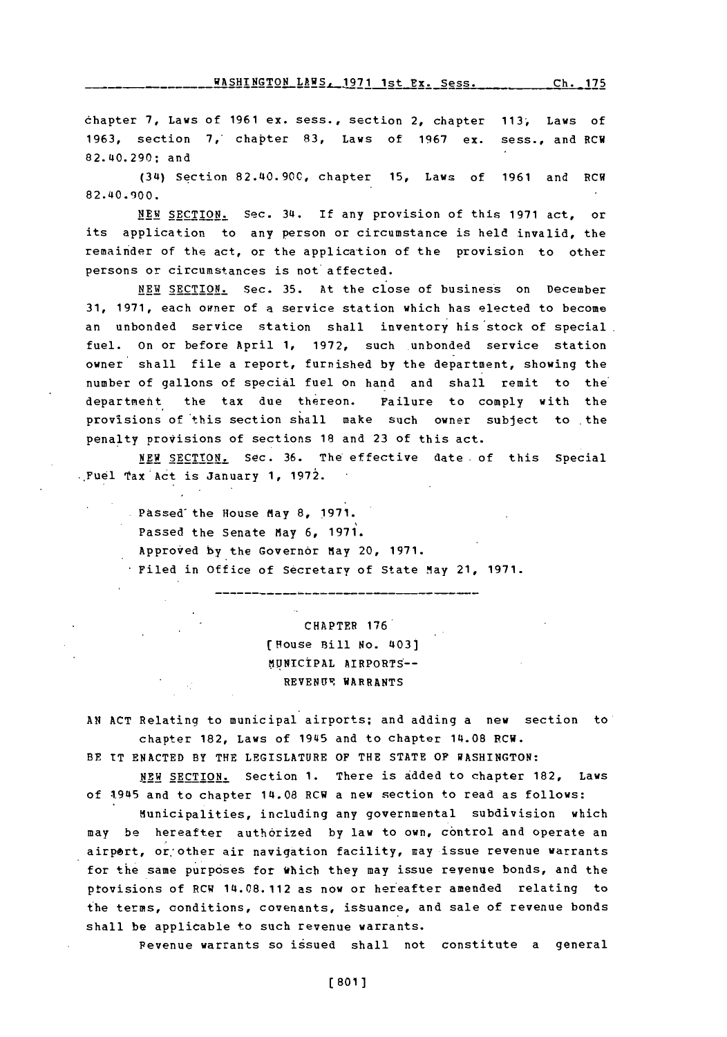chapter 7, Laws of 1961 ex. sess., section 2, chapter 113, Laws of 1963, section 7, chapter 83, Laws of 1967 ex. sess., and RCW 82.40.290; and

(34) Section 82.40.900, chapter 15, Laws of 1961 and RCW 82.40.900.

NEW SECTION. Sec. 34. If any provision of this 1971 act, or its application to any person or circumstance is held invalid, the remainder of the act, or the application of the provision to other persons or circumstances is not affected.

NEW SECTION. Sec. 35. At the close of business on December 31, 1971, each owner of a service station which has elected to become an unbonded service station shall inventory his stock of special fuel. On or before April 1, 1972, such unbonded service station owner shall file a report, furnished by the department, showing the number of gallons of special fuel on hand and shall remit to the department the tax due thereon. Failure to comply with the provisions of this section shall make such owner subject to the penalty provisions of sections 18 and 23 of this act.

NEW SECTION. Sec. 36. The effective date of this Special Fuel Tax Act is January 1, 1972.

Passed the House May 8, 1971.
Passed the Senate May 6, 1971.
Approved by the Governor May 20, 1971.
Filed in Office of Secretary of State May 21, 1971.

---

## CHAPTER 176
### [House Bill No. 403]
### MUNICIPAL AIRPORTS-- REVENUE WARRANTS

AN ACT Relating to municipal airports; and adding a new section to chapter 182, Laws of 1945 and to chapter 14.08 RCW.

BE IT ENACTED BY THE LEGISLATURE OF THE STATE OF WASHINGTON:

NEW SECTION. Section 1. There is added to chapter 182, Laws of 1945 and to chapter 14.08 RCW a new section to read as follows:

Municipalities, including any governmental subdivision which may be hereafter authorized by law to own, control and operate an airport, or other air navigation facility, may issue revenue warrants for the same purposes for which they may issue revenue bonds, and the provisions of RCW 14.08.112 as now or hereafter amended relating to the terms, conditions, covenants, issuance, and sale of revenue bonds shall be applicable to such revenue warrants.

Revenue warrants so issued shall not constitute a general